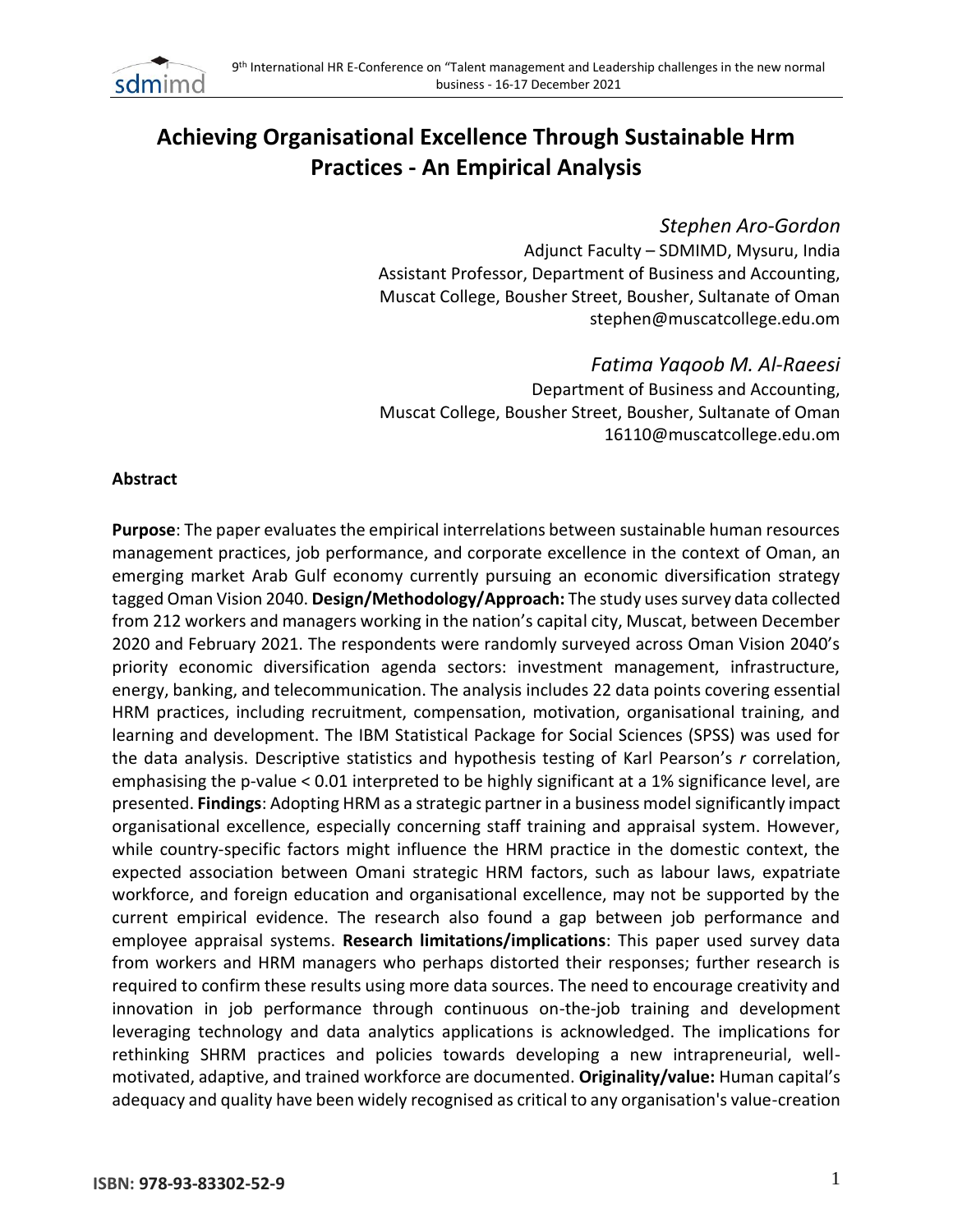# Achieving Organisational Excellence Through Sustainable Hrm Practices - An Empirical Analysis

*Stephen Aro-Gordon*
Adjunct Faculty – SDMIMD, Mysuru, India
Assistant Professor, Department of Business and Accounting,
Muscat College, Bousher Street, Bousher, Sultanate of Oman
stephen@muscatcollege.edu.om

*Fatima Yaqoob M. Al-Raeesi*
Department of Business and Accounting,
Muscat College, Bousher Street, Bousher, Sultanate of Oman
16110@muscatcollege.edu.om

**Abstract**

**Purpose**: The paper evaluates the empirical interrelations between sustainable human resources management practices, job performance, and corporate excellence in the context of Oman, an emerging market Arab Gulf economy currently pursuing an economic diversification strategy tagged Oman Vision 2040. **Design/Methodology/Approach:** The study uses survey data collected from 212 workers and managers working in the nation's capital city, Muscat, between December 2020 and February 2021. The respondents were randomly surveyed across Oman Vision 2040's priority economic diversification agenda sectors: investment management, infrastructure, energy, banking, and telecommunication. The analysis includes 22 data points covering essential HRM practices, including recruitment, compensation, motivation, organisational training, and learning and development. The IBM Statistical Package for Social Sciences (SPSS) was used for the data analysis. Descriptive statistics and hypothesis testing of Karl Pearson's *r* correlation, emphasising the p-value < 0.01 interpreted to be highly significant at a 1% significance level, are presented. **Findings**: Adopting HRM as a strategic partner in a business model significantly impact organisational excellence, especially concerning staff training and appraisal system. However, while country-specific factors might influence the HRM practice in the domestic context, the expected association between Omani strategic HRM factors, such as labour laws, expatriate workforce, and foreign education and organisational excellence, may not be supported by the current empirical evidence. The research also found a gap between job performance and employee appraisal systems. **Research limitations/implications**: This paper used survey data from workers and HRM managers who perhaps distorted their responses; further research is required to confirm these results using more data sources. The need to encourage creativity and innovation in job performance through continuous on-the-job training and development leveraging technology and data analytics applications is acknowledged. The implications for rethinking SHRM practices and policies towards developing a new intrapreneurial, well-motivated, adaptive, and trained workforce are documented. **Originality/value:** Human capital's adequacy and quality have been widely recognised as critical to any organisation's value-creation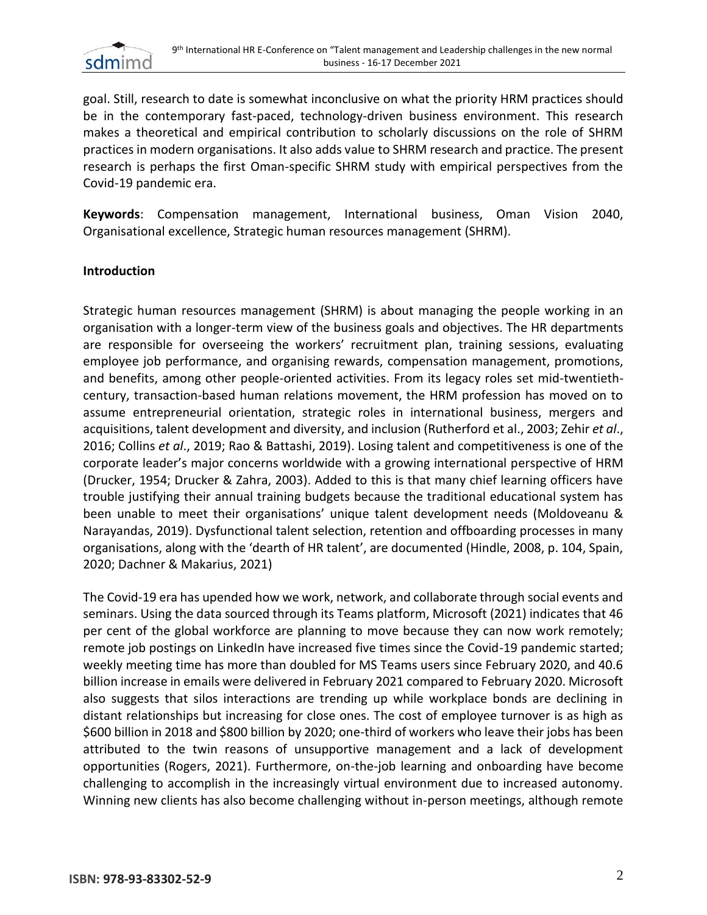goal. Still, research to date is somewhat inconclusive on what the priority HRM practices should be in the contemporary fast-paced, technology-driven business environment. This research makes a theoretical and empirical contribution to scholarly discussions on the role of SHRM practices in modern organisations. It also adds value to SHRM research and practice. The present research is perhaps the first Oman-specific SHRM study with empirical perspectives from the Covid-19 pandemic era.

**Keywords**: Compensation management, International business, Oman Vision 2040, Organisational excellence, Strategic human resources management (SHRM).

## Introduction

Strategic human resources management (SHRM) is about managing the people working in an organisation with a longer-term view of the business goals and objectives. The HR departments are responsible for overseeing the workers' recruitment plan, training sessions, evaluating employee job performance, and organising rewards, compensation management, promotions, and benefits, among other people-oriented activities. From its legacy roles set mid-twentieth-century, transaction-based human relations movement, the HRM profession has moved on to assume entrepreneurial orientation, strategic roles in international business, mergers and acquisitions, talent development and diversity, and inclusion (Rutherford et al., 2003; Zehir *et al*., 2016; Collins *et al*., 2019; Rao & Battashi, 2019). Losing talent and competitiveness is one of the corporate leader's major concerns worldwide with a growing international perspective of HRM (Drucker, 1954; Drucker & Zahra, 2003). Added to this is that many chief learning officers have trouble justifying their annual training budgets because the traditional educational system has been unable to meet their organisations' unique talent development needs (Moldoveanu & Narayandas, 2019). Dysfunctional talent selection, retention and offboarding processes in many organisations, along with the 'dearth of HR talent', are documented (Hindle, 2008, p. 104, Spain, 2020; Dachner & Makarius, 2021)

The Covid-19 era has upended how we work, network, and collaborate through social events and seminars. Using the data sourced through its Teams platform, Microsoft (2021) indicates that 46 per cent of the global workforce are planning to move because they can now work remotely; remote job postings on LinkedIn have increased five times since the Covid-19 pandemic started; weekly meeting time has more than doubled for MS Teams users since February 2020, and 40.6 billion increase in emails were delivered in February 2021 compared to February 2020. Microsoft also suggests that silos interactions are trending up while workplace bonds are declining in distant relationships but increasing for close ones. The cost of employee turnover is as high as $600 billion in 2018 and $800 billion by 2020; one-third of workers who leave their jobs has been attributed to the twin reasons of unsupportive management and a lack of development opportunities (Rogers, 2021). Furthermore, on-the-job learning and onboarding have become challenging to accomplish in the increasingly virtual environment due to increased autonomy. Winning new clients has also become challenging without in-person meetings, although remote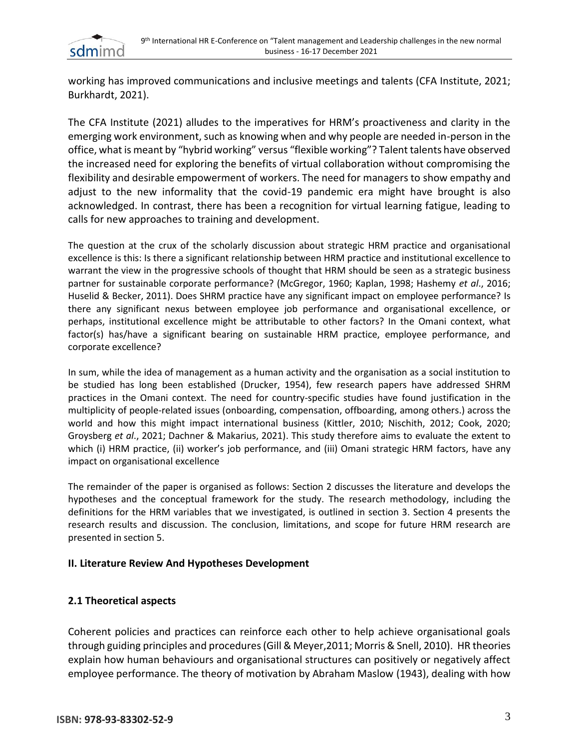working has improved communications and inclusive meetings and talents (CFA Institute, 2021; Burkhardt, 2021).

The CFA Institute (2021) alludes to the imperatives for HRM's proactiveness and clarity in the emerging work environment, such as knowing when and why people are needed in-person in the office, what is meant by "hybrid working" versus "flexible working"? Talent talents have observed the increased need for exploring the benefits of virtual collaboration without compromising the flexibility and desirable empowerment of workers. The need for managers to show empathy and adjust to the new informality that the covid-19 pandemic era might have brought is also acknowledged. In contrast, there has been a recognition for virtual learning fatigue, leading to calls for new approaches to training and development.

The question at the crux of the scholarly discussion about strategic HRM practice and organisational excellence is this: Is there a significant relationship between HRM practice and institutional excellence to warrant the view in the progressive schools of thought that HRM should be seen as a strategic business partner for sustainable corporate performance? (McGregor, 1960; Kaplan, 1998; Hashemy *et al*., 2016; Huselid & Becker, 2011). Does SHRM practice have any significant impact on employee performance? Is there any significant nexus between employee job performance and organisational excellence, or perhaps, institutional excellence might be attributable to other factors? In the Omani context, what factor(s) has/have a significant bearing on sustainable HRM practice, employee performance, and corporate excellence?

In sum, while the idea of management as a human activity and the organisation as a social institution to be studied has long been established (Drucker, 1954), few research papers have addressed SHRM practices in the Omani context. The need for country-specific studies have found justification in the multiplicity of people-related issues (onboarding, compensation, offboarding, among others.) across the world and how this might impact international business (Kittler, 2010; Nischith, 2012; Cook, 2020; Groysberg *et al*., 2021; Dachner & Makarius, 2021). This study therefore aims to evaluate the extent to which (i) HRM practice, (ii) worker's job performance, and (iii) Omani strategic HRM factors, have any impact on organisational excellence

The remainder of the paper is organised as follows: Section 2 discusses the literature and develops the hypotheses and the conceptual framework for the study. The research methodology, including the definitions for the HRM variables that we investigated, is outlined in section 3. Section 4 presents the research results and discussion. The conclusion, limitations, and scope for future HRM research are presented in section 5.

## II. Literature Review And Hypotheses Development

### 2.1 Theoretical aspects

Coherent policies and practices can reinforce each other to help achieve organisational goals through guiding principles and procedures (Gill & Meyer,2011; Morris & Snell, 2010). HR theories explain how human behaviours and organisational structures can positively or negatively affect employee performance. The theory of motivation by Abraham Maslow (1943), dealing with how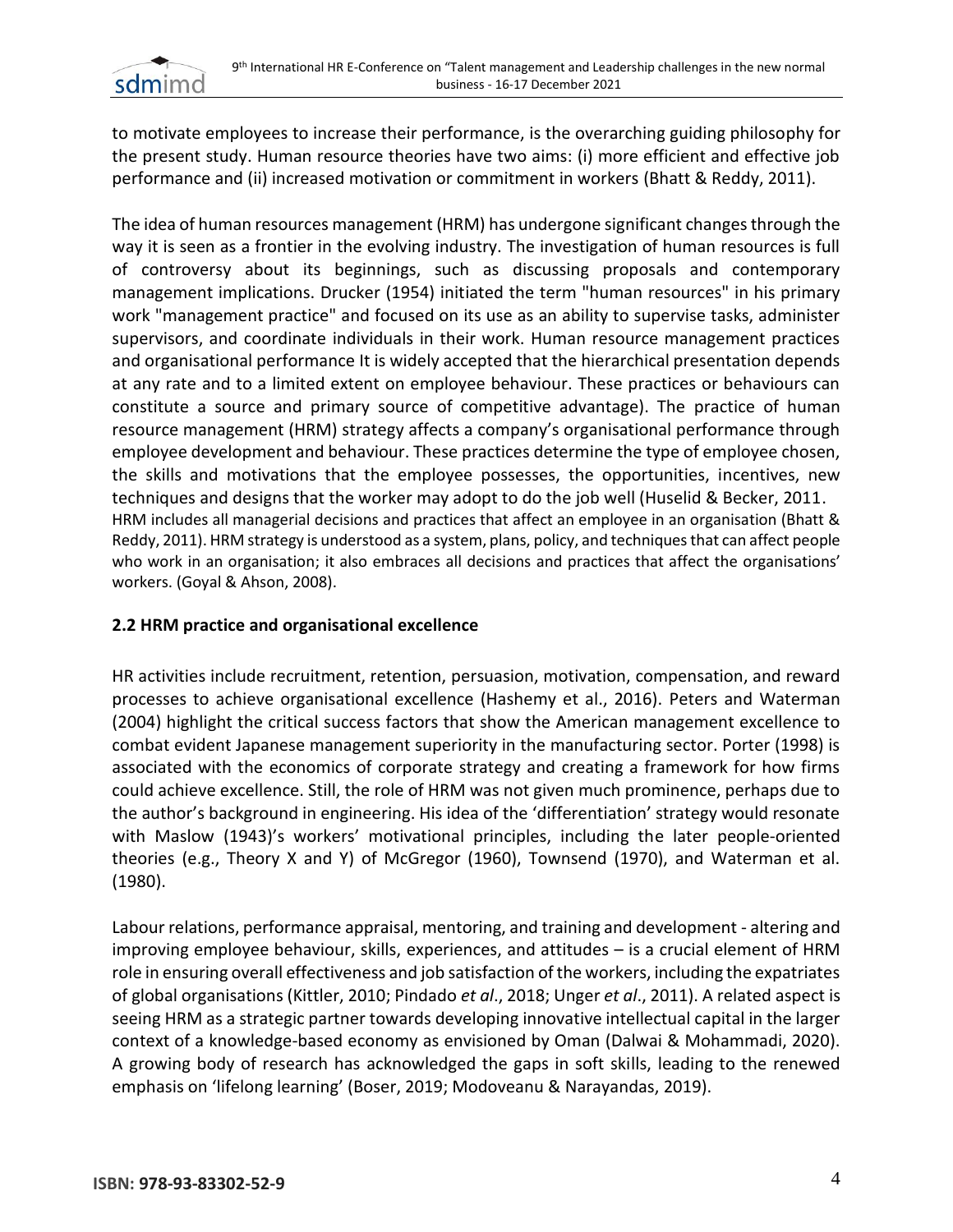to motivate employees to increase their performance, is the overarching guiding philosophy for the present study. Human resource theories have two aims: (i) more efficient and effective job performance and (ii) increased motivation or commitment in workers (Bhatt & Reddy, 2011).

The idea of human resources management (HRM) has undergone significant changes through the way it is seen as a frontier in the evolving industry. The investigation of human resources is full of controversy about its beginnings, such as discussing proposals and contemporary management implications. Drucker (1954) initiated the term "human resources" in his primary work "management practice" and focused on its use as an ability to supervise tasks, administer supervisors, and coordinate individuals in their work. Human resource management practices and organisational performance It is widely accepted that the hierarchical presentation depends at any rate and to a limited extent on employee behaviour. These practices or behaviours can constitute a source and primary source of competitive advantage). The practice of human resource management (HRM) strategy affects a company's organisational performance through employee development and behaviour. These practices determine the type of employee chosen, the skills and motivations that the employee possesses, the opportunities, incentives, new techniques and designs that the worker may adopt to do the job well (Huselid & Becker, 2011. HRM includes all managerial decisions and practices that affect an employee in an organisation (Bhatt & Reddy, 2011). HRM strategy is understood as a system, plans, policy, and techniques that can affect people who work in an organisation; it also embraces all decisions and practices that affect the organisations' workers. (Goyal & Ahson, 2008).

## 2.2 HRM practice and organisational excellence

HR activities include recruitment, retention, persuasion, motivation, compensation, and reward processes to achieve organisational excellence (Hashemy et al., 2016). Peters and Waterman (2004) highlight the critical success factors that show the American management excellence to combat evident Japanese management superiority in the manufacturing sector. Porter (1998) is associated with the economics of corporate strategy and creating a framework for how firms could achieve excellence. Still, the role of HRM was not given much prominence, perhaps due to the author's background in engineering. His idea of the 'differentiation' strategy would resonate with Maslow (1943)'s workers' motivational principles, including the later people-oriented theories (e.g., Theory X and Y) of McGregor (1960), Townsend (1970), and Waterman et al. (1980).

Labour relations, performance appraisal, mentoring, and training and development - altering and improving employee behaviour, skills, experiences, and attitudes – is a crucial element of HRM role in ensuring overall effectiveness and job satisfaction of the workers, including the expatriates of global organisations (Kittler, 2010; Pindado *et al*., 2018; Unger *et al*., 2011). A related aspect is seeing HRM as a strategic partner towards developing innovative intellectual capital in the larger context of a knowledge-based economy as envisioned by Oman (Dalwai & Mohammadi, 2020). A growing body of research has acknowledged the gaps in soft skills, leading to the renewed emphasis on 'lifelong learning' (Boser, 2019; Modoveanu & Narayandas, 2019).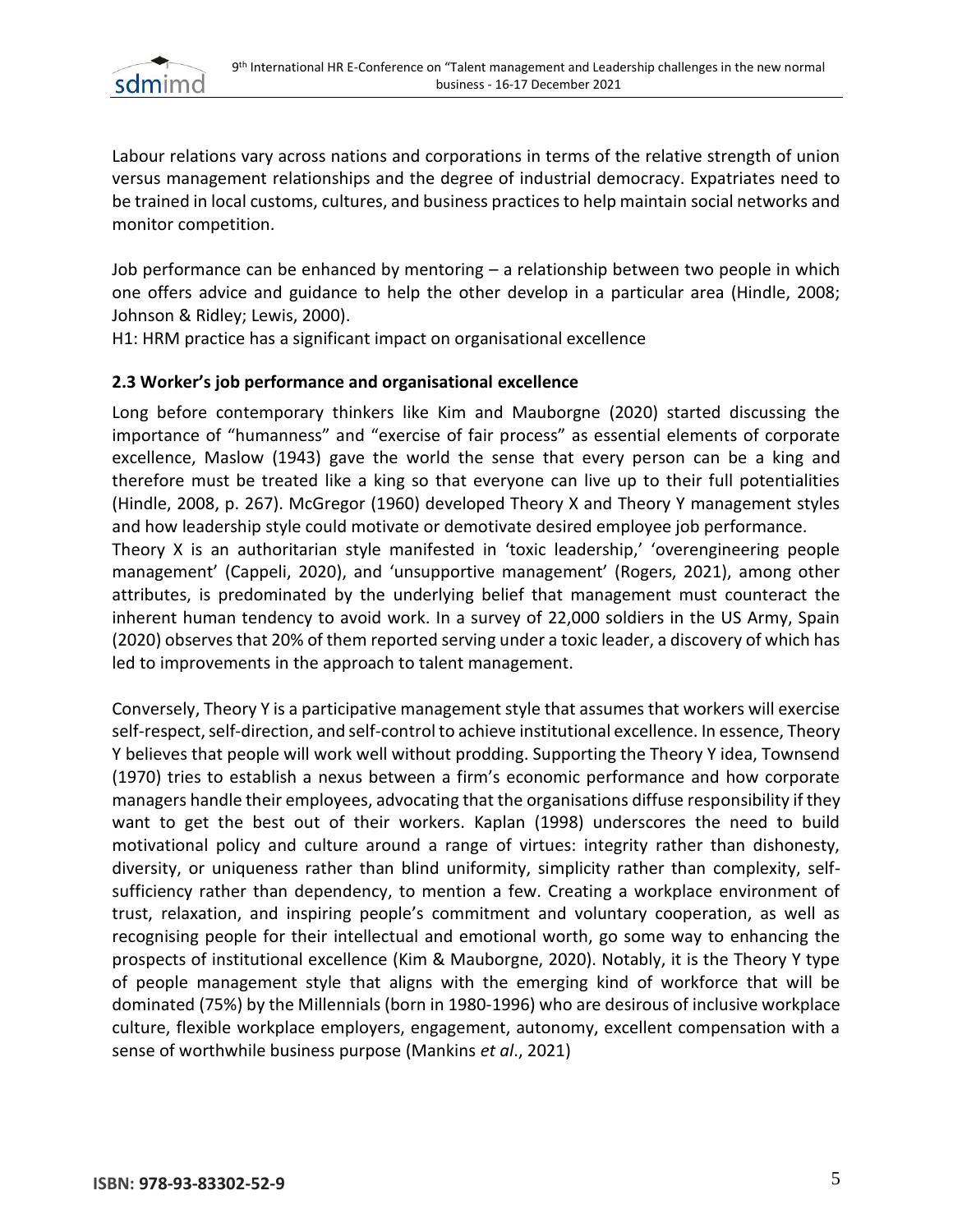Labour relations vary across nations and corporations in terms of the relative strength of union versus management relationships and the degree of industrial democracy. Expatriates need to be trained in local customs, cultures, and business practices to help maintain social networks and monitor competition.

Job performance can be enhanced by mentoring – a relationship between two people in which one offers advice and guidance to help the other develop in a particular area (Hindle, 2008; Johnson & Ridley; Lewis, 2000).

H1: HRM practice has a significant impact on organisational excellence

### 2.3 Worker's job performance and organisational excellence

Long before contemporary thinkers like Kim and Mauborgne (2020) started discussing the importance of "humanness" and "exercise of fair process" as essential elements of corporate excellence, Maslow (1943) gave the world the sense that every person can be a king and therefore must be treated like a king so that everyone can live up to their full potentialities (Hindle, 2008, p. 267). McGregor (1960) developed Theory X and Theory Y management styles and how leadership style could motivate or demotivate desired employee job performance.

Theory X is an authoritarian style manifested in 'toxic leadership,' 'overengineering people management' (Cappeli, 2020), and 'unsupportive management' (Rogers, 2021), among other attributes, is predominated by the underlying belief that management must counteract the inherent human tendency to avoid work. In a survey of 22,000 soldiers in the US Army, Spain (2020) observes that 20% of them reported serving under a toxic leader, a discovery of which has led to improvements in the approach to talent management.

Conversely, Theory Y is a participative management style that assumes that workers will exercise self-respect, self-direction, and self-control to achieve institutional excellence. In essence, Theory Y believes that people will work well without prodding. Supporting the Theory Y idea, Townsend (1970) tries to establish a nexus between a firm's economic performance and how corporate managers handle their employees, advocating that the organisations diffuse responsibility if they want to get the best out of their workers. Kaplan (1998) underscores the need to build motivational policy and culture around a range of virtues: integrity rather than dishonesty, diversity, or uniqueness rather than blind uniformity, simplicity rather than complexity, self-sufficiency rather than dependency, to mention a few. Creating a workplace environment of trust, relaxation, and inspiring people's commitment and voluntary cooperation, as well as recognising people for their intellectual and emotional worth, go some way to enhancing the prospects of institutional excellence (Kim & Mauborgne, 2020). Notably, it is the Theory Y type of people management style that aligns with the emerging kind of workforce that will be dominated (75%) by the Millennials (born in 1980-1996) who are desirous of inclusive workplace culture, flexible workplace employers, engagement, autonomy, excellent compensation with a sense of worthwhile business purpose (Mankins *et al*., 2021)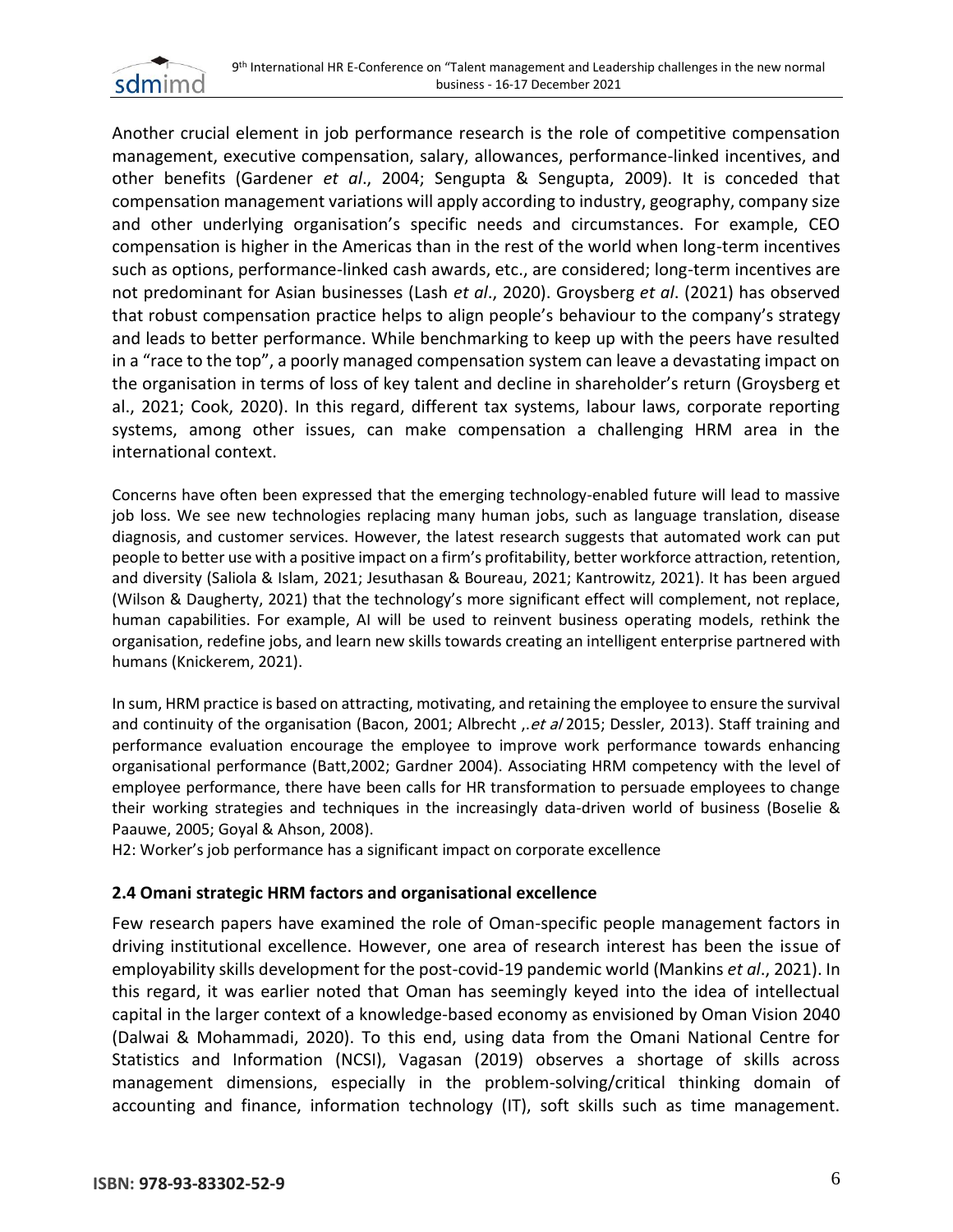Another crucial element in job performance research is the role of competitive compensation management, executive compensation, salary, allowances, performance-linked incentives, and other benefits (Gardener *et al*., 2004; Sengupta & Sengupta, 2009). It is conceded that compensation management variations will apply according to industry, geography, company size and other underlying organisation's specific needs and circumstances. For example, CEO compensation is higher in the Americas than in the rest of the world when long-term incentives such as options, performance-linked cash awards, etc., are considered; long-term incentives are not predominant for Asian businesses (Lash *et al*., 2020). Groysberg *et al*. (2021) has observed that robust compensation practice helps to align people's behaviour to the company's strategy and leads to better performance. While benchmarking to keep up with the peers have resulted in a "race to the top", a poorly managed compensation system can leave a devastating impact on the organisation in terms of loss of key talent and decline in shareholder's return (Groysberg et al., 2021; Cook, 2020). In this regard, different tax systems, labour laws, corporate reporting systems, among other issues, can make compensation a challenging HRM area in the international context.

Concerns have often been expressed that the emerging technology-enabled future will lead to massive job loss. We see new technologies replacing many human jobs, such as language translation, disease diagnosis, and customer services. However, the latest research suggests that automated work can put people to better use with a positive impact on a firm's profitability, better workforce attraction, retention, and diversity (Saliola & Islam, 2021; Jesuthasan & Boureau, 2021; Kantrowitz, 2021). It has been argued (Wilson & Daugherty, 2021) that the technology's more significant effect will complement, not replace, human capabilities. For example, AI will be used to reinvent business operating models, rethink the organisation, redefine jobs, and learn new skills towards creating an intelligent enterprise partnered with humans (Knickerem, 2021).

In sum, HRM practice is based on attracting, motivating, and retaining the employee to ensure the survival and continuity of the organisation (Bacon, 2001; Albrecht ,.*et al* 2015; Dessler, 2013). Staff training and performance evaluation encourage the employee to improve work performance towards enhancing organisational performance (Batt,2002; Gardner 2004). Associating HRM competency with the level of employee performance, there have been calls for HR transformation to persuade employees to change their working strategies and techniques in the increasingly data-driven world of business (Boselie & Paauwe, 2005; Goyal & Ahson, 2008).

H2: Worker's job performance has a significant impact on corporate excellence

### 2.4 Omani strategic HRM factors and organisational excellence

Few research papers have examined the role of Oman-specific people management factors in driving institutional excellence. However, one area of research interest has been the issue of employability skills development for the post-covid-19 pandemic world (Mankins *et al*., 2021). In this regard, it was earlier noted that Oman has seemingly keyed into the idea of intellectual capital in the larger context of a knowledge-based economy as envisioned by Oman Vision 2040 (Dalwai & Mohammadi, 2020). To this end, using data from the Omani National Centre for Statistics and Information (NCSI), Vagasan (2019) observes a shortage of skills across management dimensions, especially in the problem-solving/critical thinking domain of accounting and finance, information technology (IT), soft skills such as time management.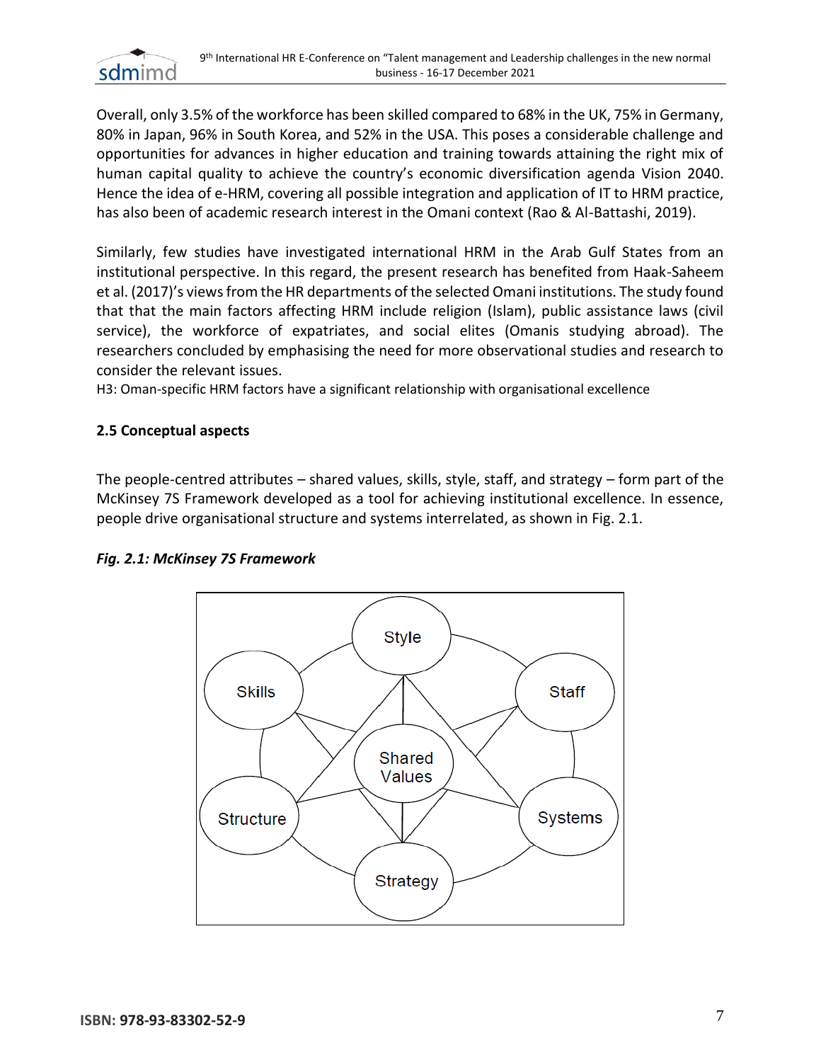Overall, only 3.5% of the workforce has been skilled compared to 68% in the UK, 75% in Germany, 80% in Japan, 96% in South Korea, and 52% in the USA. This poses a considerable challenge and opportunities for advances in higher education and training towards attaining the right mix of human capital quality to achieve the country's economic diversification agenda Vision 2040. Hence the idea of e-HRM, covering all possible integration and application of IT to HRM practice, has also been of academic research interest in the Omani context (Rao & Al-Battashi, 2019).

Similarly, few studies have investigated international HRM in the Arab Gulf States from an institutional perspective. In this regard, the present research has benefited from Haak-Saheem et al. (2017)'s views from the HR departments of the selected Omani institutions. The study found that that the main factors affecting HRM include religion (Islam), public assistance laws (civil service), the workforce of expatriates, and social elites (Omanis studying abroad). The researchers concluded by emphasising the need for more observational studies and research to consider the relevant issues.

H3: Oman-specific HRM factors have a significant relationship with organisational excellence

### 2.5 Conceptual aspects

The people-centred attributes – shared values, skills, style, staff, and strategy – form part of the McKinsey 7S Framework developed as a tool for achieving institutional excellence. In essence, people drive organisational structure and systems interrelated, as shown in Fig. 2.1.

***Fig. 2.1: McKinsey 7S Framework***

Style, Skills, Staff, Shared Values, Structure, Systems, Strategy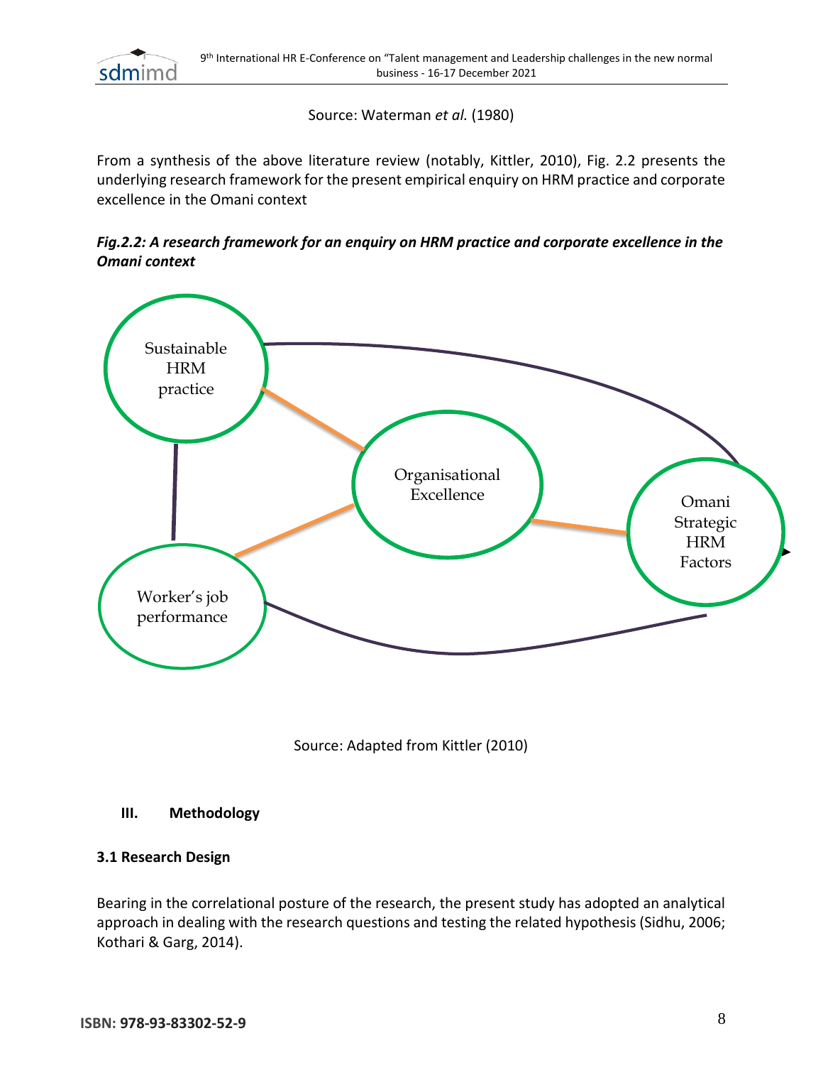Source: Waterman *et al.* (1980)

From a synthesis of the above literature review (notably, Kittler, 2010), Fig. 2.2 presents the underlying research framework for the present empirical enquiry on HRM practice and corporate excellence in the Omani context

***Fig.2.2: A research framework for an enquiry on HRM practice and corporate excellence in the Omani context***

Sustainable HRM practice

Organisational Excellence

Omani Strategic HRM Factors

Worker's job performance

Source: Adapted from Kittler (2010)

## III. Methodology

### 3.1 Research Design

Bearing in the correlational posture of the research, the present study has adopted an analytical approach in dealing with the research questions and testing the related hypothesis (Sidhu, 2006; Kothari & Garg, 2014).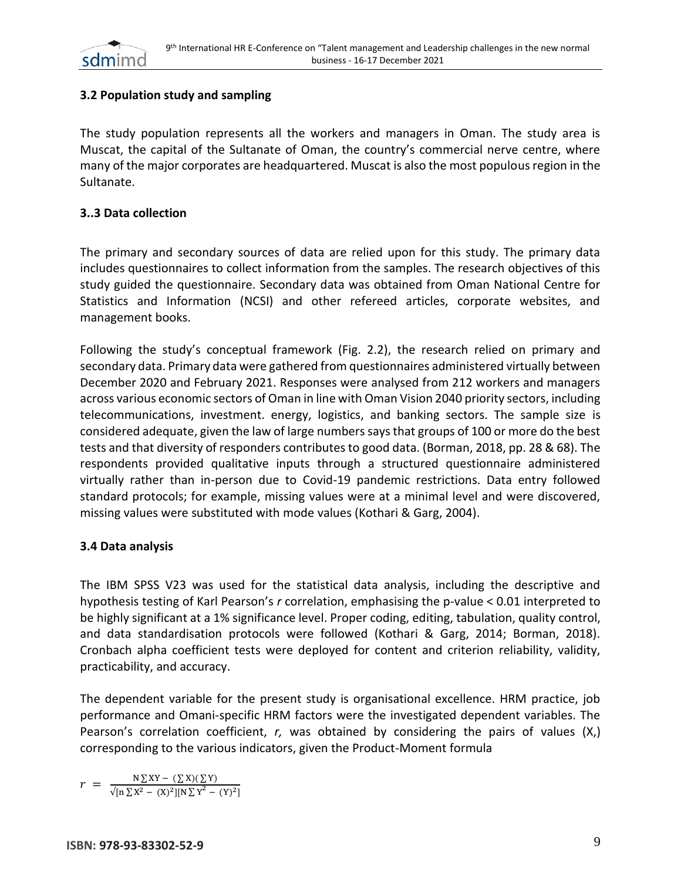### 3.2 Population study and sampling

The study population represents all the workers and managers in Oman. The study area is Muscat, the capital of the Sultanate of Oman, the country's commercial nerve centre, where many of the major corporates are headquartered. Muscat is also the most populous region in the Sultanate.

### 3..3 Data collection

The primary and secondary sources of data are relied upon for this study. The primary data includes questionnaires to collect information from the samples. The research objectives of this study guided the questionnaire. Secondary data was obtained from Oman National Centre for Statistics and Information (NCSI) and other refereed articles, corporate websites, and management books.

Following the study's conceptual framework (Fig. 2.2), the research relied on primary and secondary data. Primary data were gathered from questionnaires administered virtually between December 2020 and February 2021. Responses were analysed from 212 workers and managers across various economic sectors of Oman in line with Oman Vision 2040 priority sectors, including telecommunications, investment. energy, logistics, and banking sectors. The sample size is considered adequate, given the law of large numbers says that groups of 100 or more do the best tests and that diversity of responders contributes to good data. (Borman, 2018, pp. 28 & 68). The respondents provided qualitative inputs through a structured questionnaire administered virtually rather than in-person due to Covid-19 pandemic restrictions. Data entry followed standard protocols; for example, missing values were at a minimal level and were discovered, missing values were substituted with mode values (Kothari & Garg, 2004).

### 3.4 Data analysis

The IBM SPSS V23 was used for the statistical data analysis, including the descriptive and hypothesis testing of Karl Pearson's *r* correlation, emphasising the p-value < 0.01 interpreted to be highly significant at a 1% significance level. Proper coding, editing, tabulation, quality control, and data standardisation protocols were followed (Kothari & Garg, 2014; Borman, 2018). Cronbach alpha coefficient tests were deployed for content and criterion reliability, validity, practicability, and accuracy.

The dependent variable for the present study is organisational excellence. HRM practice, job performance and Omani-specific HRM factors were the investigated dependent variables. The Pearson's correlation coefficient, *r,* was obtained by considering the pairs of values (X,) corresponding to the various indicators, given the Product-Moment formula

$$r = \frac{N\sum XY - (\sum X)(\sum Y)}{\sqrt{[n\sum X^2 - (X)^2][N\sum Y^2 - (Y)^2]}}$$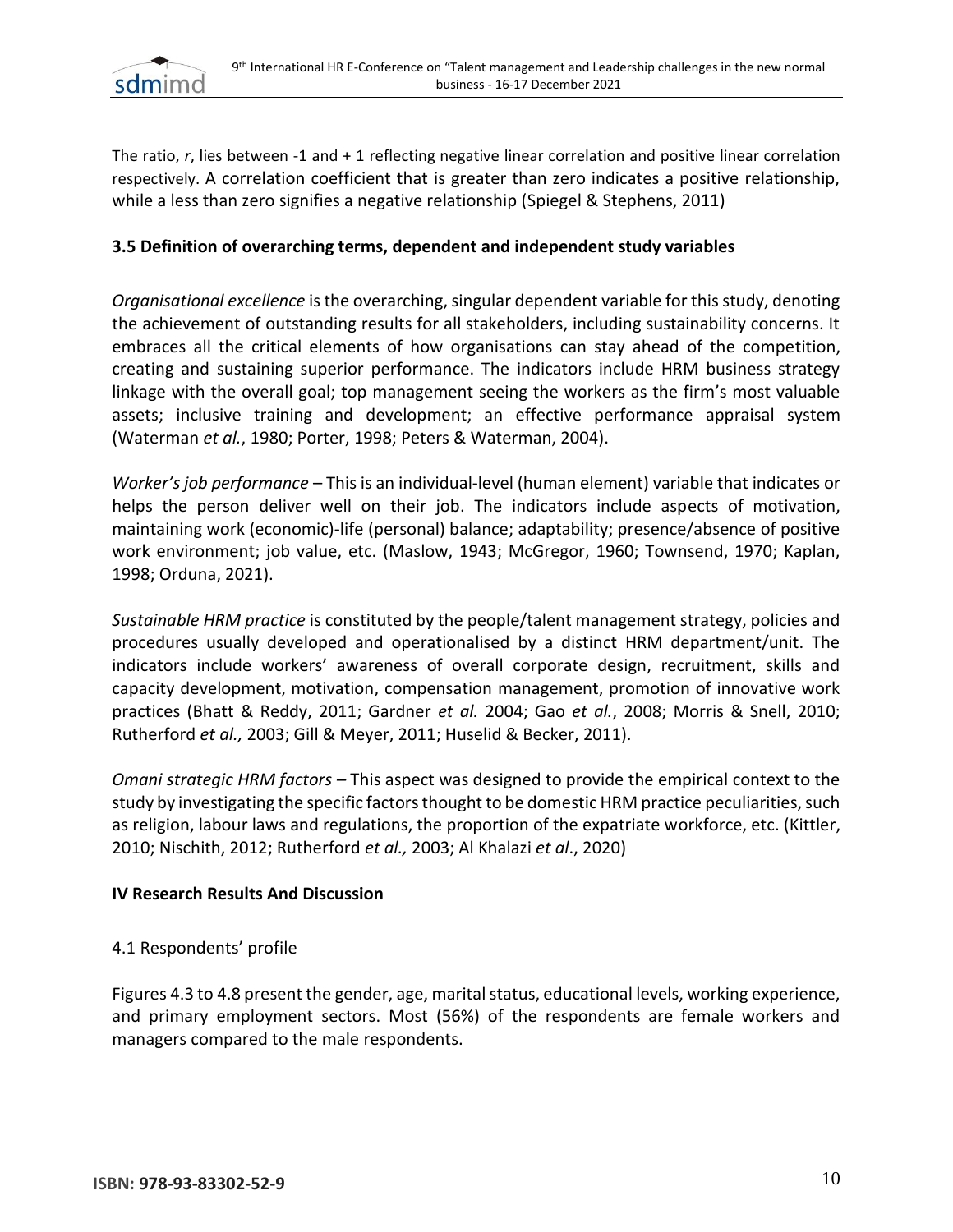The ratio, *r*, lies between -1 and + 1 reflecting negative linear correlation and positive linear correlation respectively. A correlation coefficient that is greater than zero indicates a positive relationship, while a less than zero signifies a negative relationship (Spiegel & Stephens, 2011)

### 3.5 Definition of overarching terms, dependent and independent study variables

*Organisational excellence* is the overarching, singular dependent variable for this study, denoting the achievement of outstanding results for all stakeholders, including sustainability concerns. It embraces all the critical elements of how organisations can stay ahead of the competition, creating and sustaining superior performance. The indicators include HRM business strategy linkage with the overall goal; top management seeing the workers as the firm's most valuable assets; inclusive training and development; an effective performance appraisal system (Waterman *et al.*, 1980; Porter, 1998; Peters & Waterman, 2004).

*Worker's job performance* – This is an individual-level (human element) variable that indicates or helps the person deliver well on their job. The indicators include aspects of motivation, maintaining work (economic)-life (personal) balance; adaptability; presence/absence of positive work environment; job value, etc. (Maslow, 1943; McGregor, 1960; Townsend, 1970; Kaplan, 1998; Orduna, 2021).

*Sustainable HRM practice* is constituted by the people/talent management strategy, policies and procedures usually developed and operationalised by a distinct HRM department/unit. The indicators include workers' awareness of overall corporate design, recruitment, skills and capacity development, motivation, compensation management, promotion of innovative work practices (Bhatt & Reddy, 2011; Gardner *et al.* 2004; Gao *et al.*, 2008; Morris & Snell, 2010; Rutherford *et al.,* 2003; Gill & Meyer, 2011; Huselid & Becker, 2011).

*Omani strategic HRM factors* – This aspect was designed to provide the empirical context to the study by investigating the specific factors thought to be domestic HRM practice peculiarities, such as religion, labour laws and regulations, the proportion of the expatriate workforce, etc. (Kittler, 2010; Nischith, 2012; Rutherford *et al.,* 2003; Al Khalazi *et al*., 2020)

## IV Research Results And Discussion

### 4.1 Respondents' profile

Figures 4.3 to 4.8 present the gender, age, marital status, educational levels, working experience, and primary employment sectors. Most (56%) of the respondents are female workers and managers compared to the male respondents.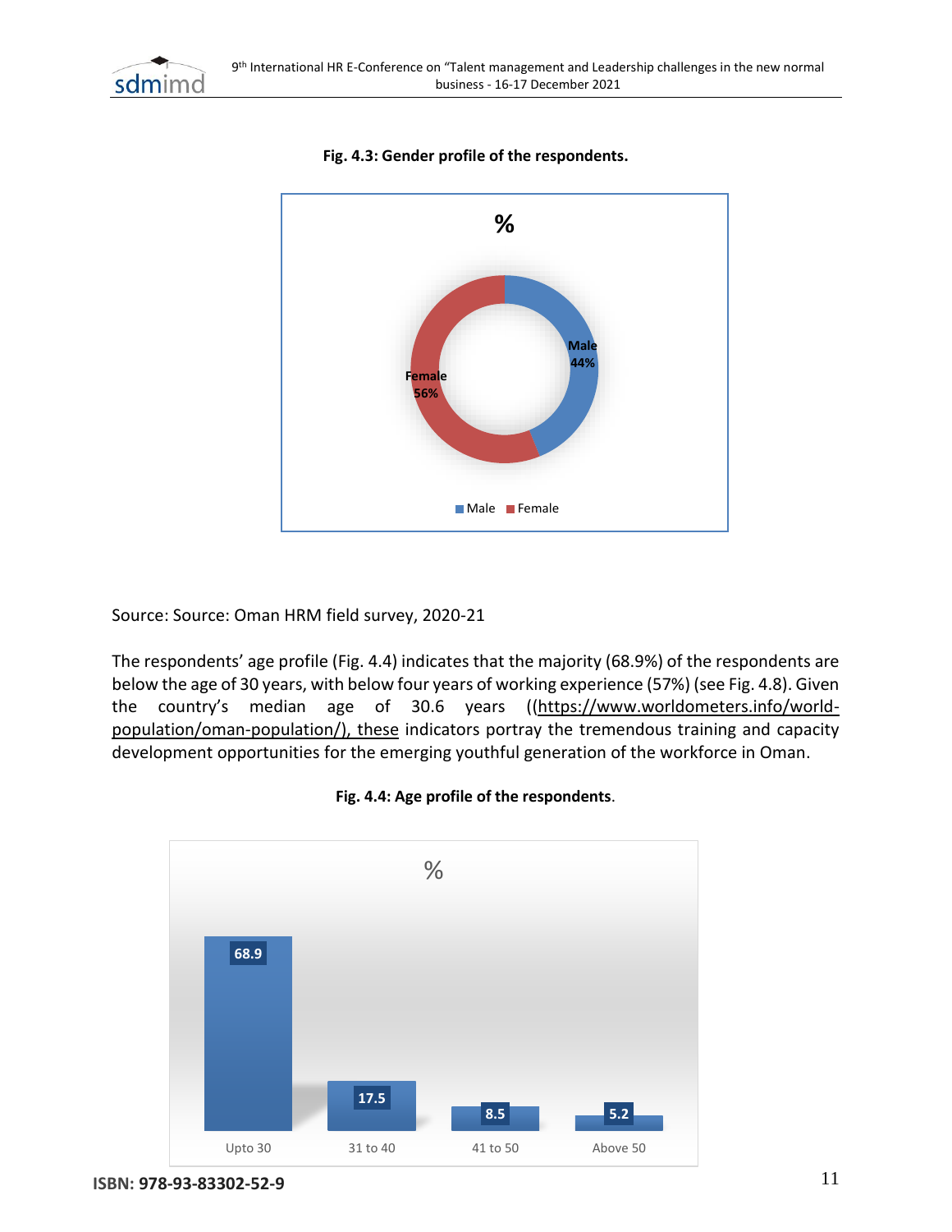**Fig. 4.3: Gender profile of the respondents.**

%

Male 44%

Female 56%

Male Female

Source: Source: Oman HRM field survey, 2020-21

The respondents' age profile (Fig. 4.4) indicates that the majority (68.9%) of the respondents are below the age of 30 years, with below four years of working experience (57%) (see Fig. 4.8). Given the country's median age of 30.6 years ((https://www.worldometers.info/world-population/oman-population/), these indicators portray the tremendous training and capacity development opportunities for the emerging youthful generation of the workforce in Oman.

**Fig. 4.4: Age profile of the respondents**.

%

| Upto 30 | 31 to 40 | 41 to 50 | Above 50 |
| --- | --- | --- | --- |
| 68.9 | 17.5 | 8.5 | 5.2 |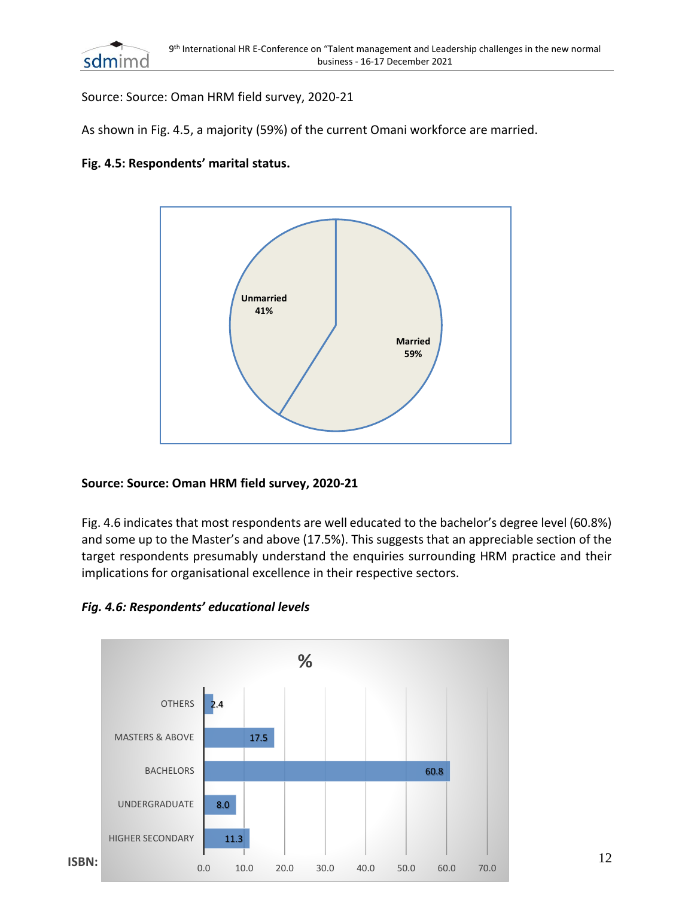Source: Source: Oman HRM field survey, 2020-21

As shown in Fig. 4.5, a majority (59%) of the current Omani workforce are married.

**Fig. 4.5: Respondents' marital status.**

| Marital status | % |
|---|---|
| Unmarried | 41% |
| Married | 59% |

**Source: Source: Oman HRM field survey, 2020-21**

Fig. 4.6 indicates that most respondents are well educated to the bachelor's degree level (60.8%) and some up to the Master's and above (17.5%). This suggests that an appreciable section of the target respondents presumably understand the enquiries surrounding HRM practice and their implications for organisational excellence in their respective sectors.

***Fig. 4.6: Respondents' educational levels***

| Educational level | % |
|---|---|
| OTHERS | 2.4 |
| MASTERS & ABOVE | 17.5 |
| BACHELORS | 60.8 |
| UNDERGRADUATE | 8.0 |
| HIGHER SECONDARY | 11.3 |

ISBN: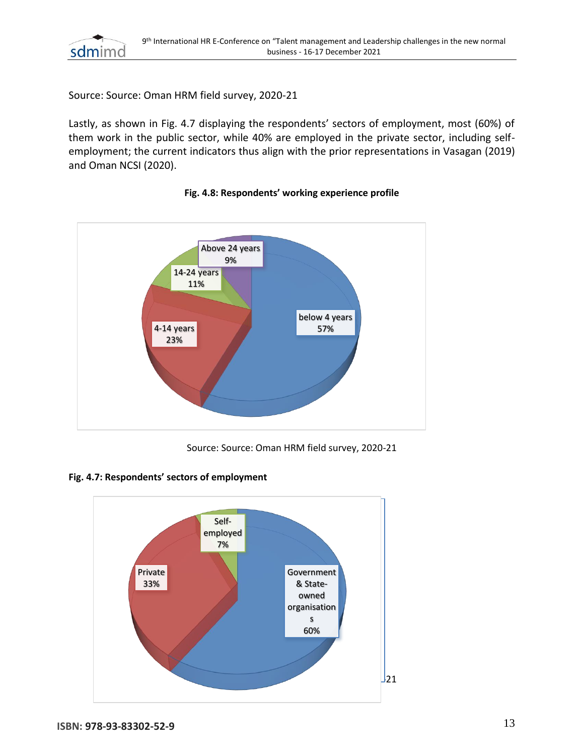Source: Source: Oman HRM field survey, 2020-21

Lastly, as shown in Fig. 4.7 displaying the respondents' sectors of employment, most (60%) of them work in the public sector, while 40% are employed in the private sector, including self-employment; the current indicators thus align with the prior representations in Vasagan (2019) and Oman NCSI (2020).

**Fig. 4.8: Respondents' working experience profile**

Above 24 years 9%
14-24 years 11%
4-14 years 23%
below 4 years 57%

Source: Source: Oman HRM field survey, 2020-21

**Fig. 4.7: Respondents' sectors of employment**

Self-employed 7%
Private 33%
Government & State-owned organisations 60%

21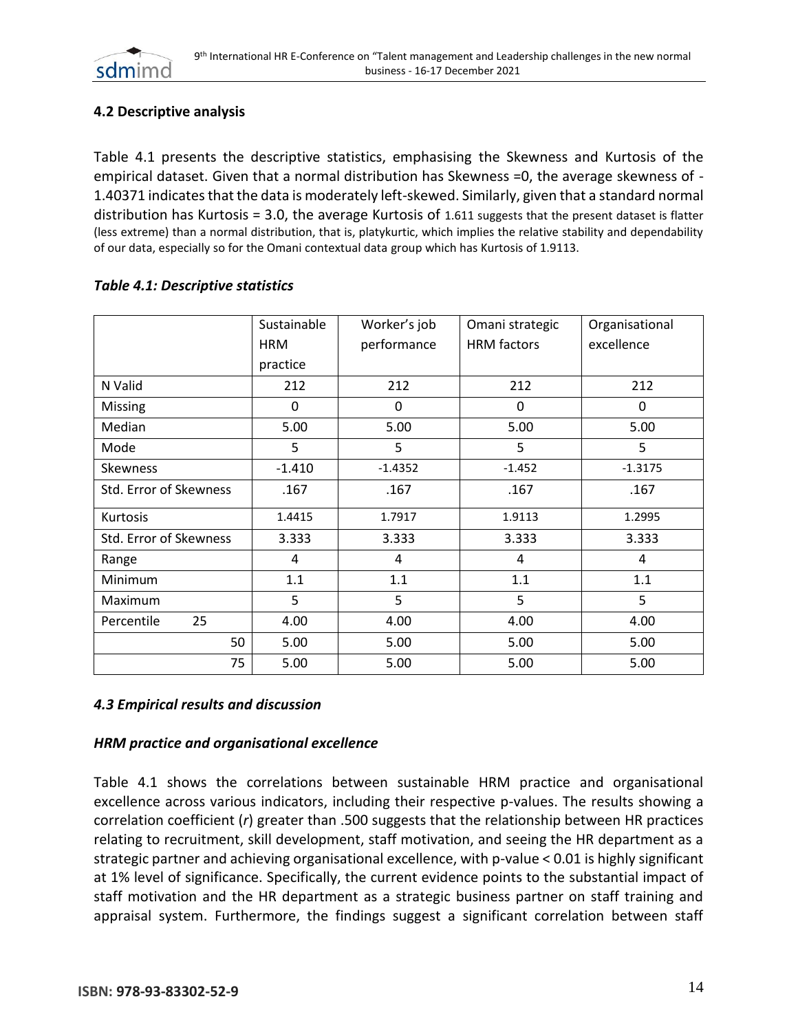### 4.2 Descriptive analysis

Table 4.1 presents the descriptive statistics, emphasising the Skewness and Kurtosis of the empirical dataset. Given that a normal distribution has Skewness =0, the average skewness of -1.40371 indicates that the data is moderately left-skewed. Similarly, given that a standard normal distribution has Kurtosis = 3.0, the average Kurtosis of 1.611 suggests that the present dataset is flatter (less extreme) than a normal distribution, that is, platykurtic, which implies the relative stability and dependability of our data, especially so for the Omani contextual data group which has Kurtosis of 1.9113.

***Table 4.1: Descriptive statistics***

| | | Sustainable HRM practice | Worker's job performance | Omani strategic HRM factors | Organisational excellence |
|---|---|---|---|---|---|
| N Valid | | 212 | 212 | 212 | 212 |
| Missing | | 0 | 0 | 0 | 0 |
| Median | | 5.00 | 5.00 | 5.00 | 5.00 |
| Mode | | 5 | 5 | 5 | 5 |
| Skewness | | -1.410 | -1.4352 | -1.452 | -1.3175 |
| Std. Error of Skewness | | .167 | .167 | .167 | .167 |
| Kurtosis | | 1.4415 | 1.7917 | 1.9113 | 1.2995 |
| Std. Error of Skewness | | 3.333 | 3.333 | 3.333 | 3.333 |
| Range | | 4 | 4 | 4 | 4 |
| Minimum | | 1.1 | 1.1 | 1.1 | 1.1 |
| Maximum | | 5 | 5 | 5 | 5 |
| Percentile | 25 | 4.00 | 4.00 | 4.00 | 4.00 |
| | 50 | 5.00 | 5.00 | 5.00 | 5.00 |
| | 75 | 5.00 | 5.00 | 5.00 | 5.00 |

### *4.3 Empirical results and discussion*

#### *HRM practice and organisational excellence*

Table 4.1 shows the correlations between sustainable HRM practice and organisational excellence across various indicators, including their respective p-values. The results showing a correlation coefficient (*r*) greater than .500 suggests that the relationship between HR practices relating to recruitment, skill development, staff motivation, and seeing the HR department as a strategic partner and achieving organisational excellence, with p-value < 0.01 is highly significant at 1% level of significance. Specifically, the current evidence points to the substantial impact of staff motivation and the HR department as a strategic business partner on staff training and appraisal system. Furthermore, the findings suggest a significant correlation between staff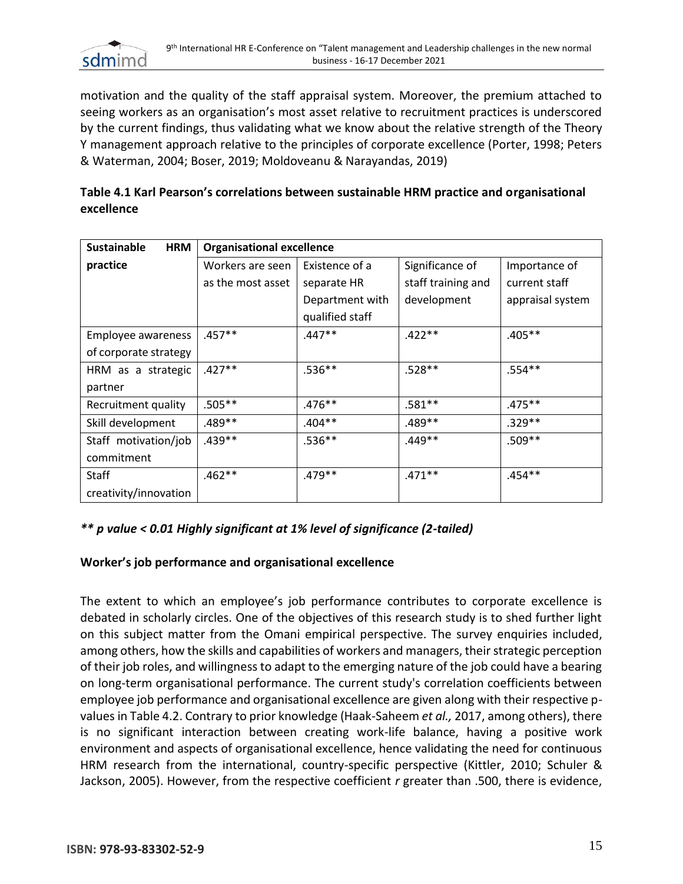motivation and the quality of the staff appraisal system. Moreover, the premium attached to seeing workers as an organisation's most asset relative to recruitment practices is underscored by the current findings, thus validating what we know about the relative strength of the Theory Y management approach relative to the principles of corporate excellence (Porter, 1998; Peters & Waterman, 2004; Boser, 2019; Moldoveanu & Narayandas, 2019)

**Table 4.1 Karl Pearson's correlations between sustainable HRM practice and organisational excellence**

| **Sustainable HRM practice** | **Organisational excellence** | | | |
|---|---|---|---|---|
| | Workers are seen as the most asset | Existence of a separate HR Department with qualified staff | Significance of staff training and development | Importance of current staff appraisal system |
| Employee awareness of corporate strategy | .457** | .447** | .422** | .405** |
| HRM as a strategic partner | .427** | .536** | .528** | .554** |
| Recruitment quality | .505** | .476** | .581** | .475** |
| Skill development | .489** | .404** | .489** | .329** |
| Staff motivation/job commitment | .439** | .536** | .449** | .509** |
| Staff creativity/innovation | .462** | .479** | .471** | .454** |

***\*\* p value < 0.01 Highly significant at 1% level of significance (2-tailed)***

**Worker's job performance and organisational excellence**

The extent to which an employee's job performance contributes to corporate excellence is debated in scholarly circles. One of the objectives of this research study is to shed further light on this subject matter from the Omani empirical perspective. The survey enquiries included, among others, how the skills and capabilities of workers and managers, their strategic perception of their job roles, and willingness to adapt to the emerging nature of the job could have a bearing on long-term organisational performance. The current study's correlation coefficients between employee job performance and organisational excellence are given along with their respective p-values in Table 4.2. Contrary to prior knowledge (Haak-Saheem *et al.,* 2017, among others), there is no significant interaction between creating work-life balance, having a positive work environment and aspects of organisational excellence, hence validating the need for continuous HRM research from the international, country-specific perspective (Kittler, 2010; Schuler & Jackson, 2005). However, from the respective coefficient *r* greater than .500, there is evidence,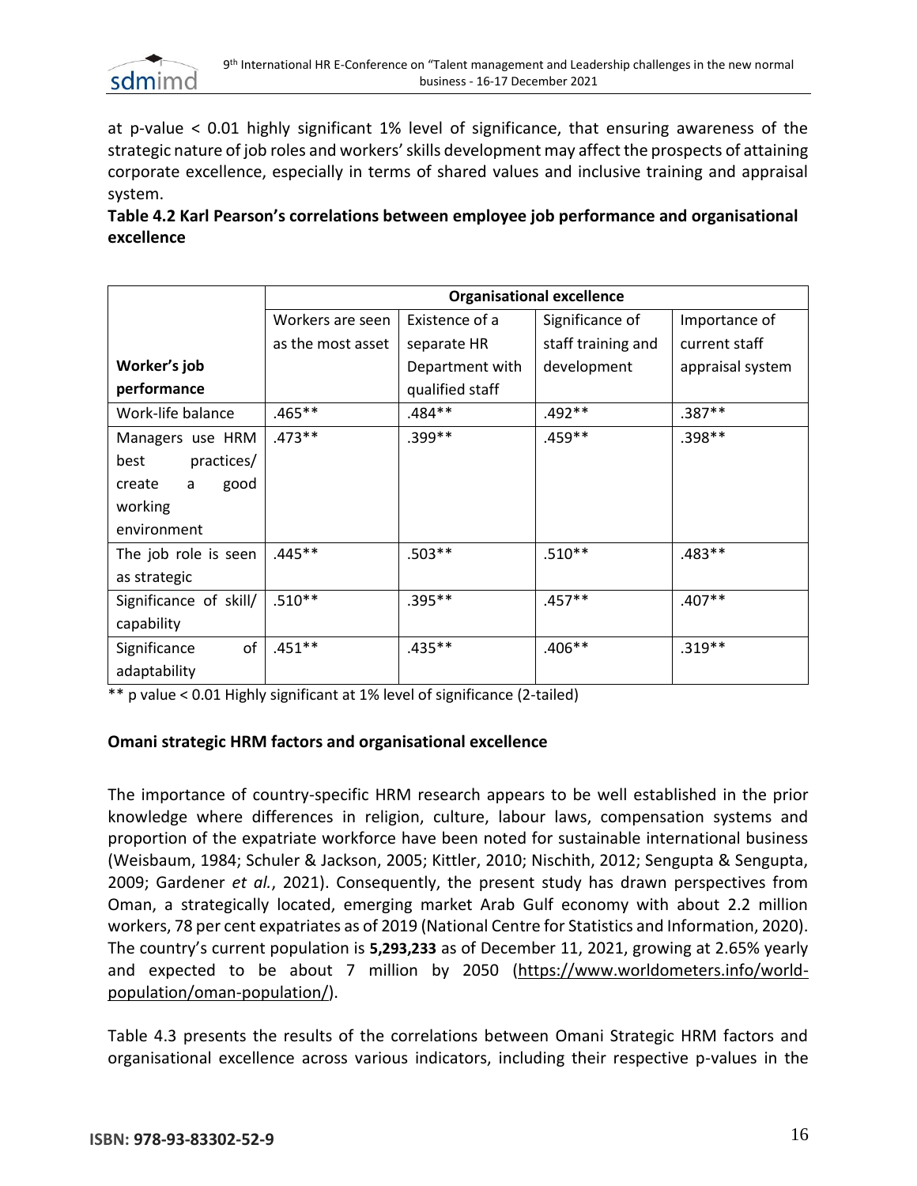at p-value < 0.01 highly significant 1% level of significance, that ensuring awareness of the strategic nature of job roles and workers' skills development may affect the prospects of attaining corporate excellence, especially in terms of shared values and inclusive training and appraisal system.

**Table 4.2 Karl Pearson's correlations between employee job performance and organisational excellence**

| | **Organisational excellence** | | | |
|---|---|---|---|---|
| **Worker's job performance** | Workers are seen as the most asset | Existence of a separate HR Department with qualified staff | Significance of staff training and development | Importance of current staff appraisal system |
| Work-life balance | .465** | .484** | .492** | .387** |
| Managers use HRM best practices/ create a good working environment | .473** | .399** | .459** | .398** |
| The job role is seen as strategic | .445** | .503** | .510** | .483** |
| Significance of skill/ capability | .510** | .395** | .457** | .407** |
| Significance of adaptability | .451** | .435** | .406** | .319** |

** p value < 0.01 Highly significant at 1% level of significance (2-tailed)

**Omani strategic HRM factors and organisational excellence**

The importance of country-specific HRM research appears to be well established in the prior knowledge where differences in religion, culture, labour laws, compensation systems and proportion of the expatriate workforce have been noted for sustainable international business (Weisbaum, 1984; Schuler & Jackson, 2005; Kittler, 2010; Nischith, 2012; Sengupta & Sengupta, 2009; Gardener *et al.*, 2021). Consequently, the present study has drawn perspectives from Oman, a strategically located, emerging market Arab Gulf economy with about 2.2 million workers, 78 per cent expatriates as of 2019 (National Centre for Statistics and Information, 2020). The country's current population is **5,293,233** as of December 11, 2021, growing at 2.65% yearly and expected to be about 7 million by 2050 (https://www.worldometers.info/world-population/oman-population/).

Table 4.3 presents the results of the correlations between Omani Strategic HRM factors and organisational excellence across various indicators, including their respective p-values in the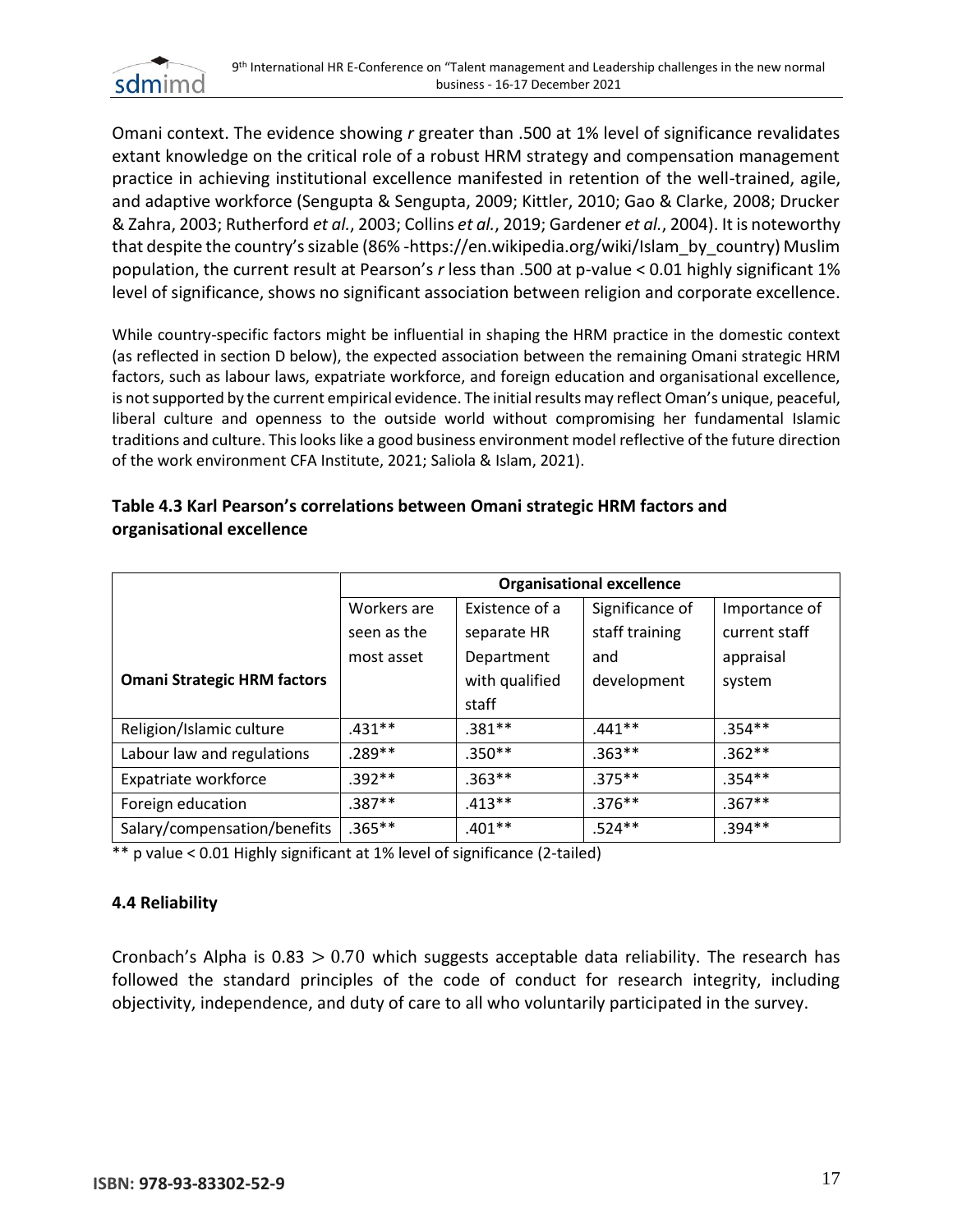Omani context. The evidence showing *r* greater than .500 at 1% level of significance revalidates extant knowledge on the critical role of a robust HRM strategy and compensation management practice in achieving institutional excellence manifested in retention of the well-trained, agile, and adaptive workforce (Sengupta & Sengupta, 2009; Kittler, 2010; Gao & Clarke, 2008; Drucker & Zahra, 2003; Rutherford *et al.*, 2003; Collins *et al.*, 2019; Gardener *et al.*, 2004). It is noteworthy that despite the country's sizable (86% -https://en.wikipedia.org/wiki/Islam_by_country) Muslim population, the current result at Pearson's *r* less than .500 at p-value < 0.01 highly significant 1% level of significance, shows no significant association between religion and corporate excellence.

While country-specific factors might be influential in shaping the HRM practice in the domestic context (as reflected in section D below), the expected association between the remaining Omani strategic HRM factors, such as labour laws, expatriate workforce, and foreign education and organisational excellence, is not supported by the current empirical evidence. The initial results may reflect Oman's unique, peaceful, liberal culture and openness to the outside world without compromising her fundamental Islamic traditions and culture. This looks like a good business environment model reflective of the future direction of the work environment CFA Institute, 2021; Saliola & Islam, 2021).

**Table 4.3 Karl Pearson's correlations between Omani strategic HRM factors and organisational excellence**

| | Organisational excellence | | | |
|---|---|---|---|---|
| **Omani Strategic HRM factors** | Workers are seen as the most asset | Existence of a separate HR Department with qualified staff | Significance of staff training and development | Importance of current staff appraisal system |
| Religion/Islamic culture | .431** | .381** | .441** | .354** |
| Labour law and regulations | .289** | .350** | .363** | .362** |
| Expatriate workforce | .392** | .363** | .375** | .354** |
| Foreign education | .387** | .413** | .376** | .367** |
| Salary/compensation/benefits | .365** | .401** | .524** | .394** |

** p value < 0.01 Highly significant at 1% level of significance (2-tailed)

### 4.4 Reliability

Cronbach's Alpha is $0.83 > 0.70$ which suggests acceptable data reliability. The research has followed the standard principles of the code of conduct for research integrity, including objectivity, independence, and duty of care to all who voluntarily participated in the survey.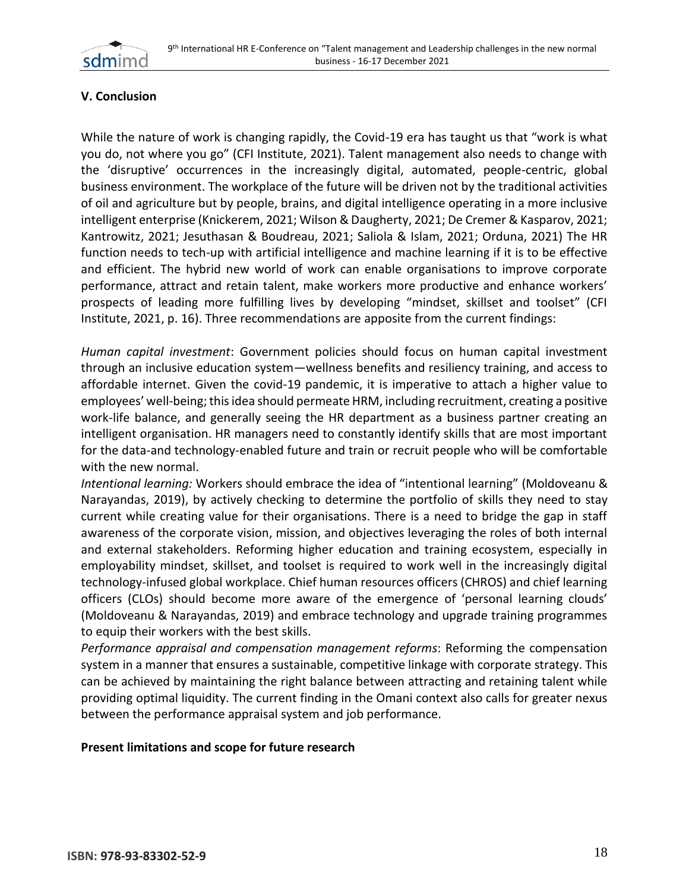## V. Conclusion

While the nature of work is changing rapidly, the Covid-19 era has taught us that "work is what you do, not where you go" (CFI Institute, 2021). Talent management also needs to change with the 'disruptive' occurrences in the increasingly digital, automated, people-centric, global business environment. The workplace of the future will be driven not by the traditional activities of oil and agriculture but by people, brains, and digital intelligence operating in a more inclusive intelligent enterprise (Knickerem, 2021; Wilson & Daugherty, 2021; De Cremer & Kasparov, 2021; Kantrowitz, 2021; Jesuthasan & Boudreau, 2021; Saliola & Islam, 2021; Orduna, 2021) The HR function needs to tech-up with artificial intelligence and machine learning if it is to be effective and efficient. The hybrid new world of work can enable organisations to improve corporate performance, attract and retain talent, make workers more productive and enhance workers' prospects of leading more fulfilling lives by developing "mindset, skillset and toolset" (CFI Institute, 2021, p. 16). Three recommendations are apposite from the current findings:

*Human capital investment*: Government policies should focus on human capital investment through an inclusive education system—wellness benefits and resiliency training, and access to affordable internet. Given the covid-19 pandemic, it is imperative to attach a higher value to employees' well-being; this idea should permeate HRM, including recruitment, creating a positive work-life balance, and generally seeing the HR department as a business partner creating an intelligent organisation. HR managers need to constantly identify skills that are most important for the data-and technology-enabled future and train or recruit people who will be comfortable with the new normal.

*Intentional learning:* Workers should embrace the idea of "intentional learning" (Moldoveanu & Narayandas, 2019), by actively checking to determine the portfolio of skills they need to stay current while creating value for their organisations. There is a need to bridge the gap in staff awareness of the corporate vision, mission, and objectives leveraging the roles of both internal and external stakeholders. Reforming higher education and training ecosystem, especially in employability mindset, skillset, and toolset is required to work well in the increasingly digital technology-infused global workplace. Chief human resources officers (CHROS) and chief learning officers (CLOs) should become more aware of the emergence of 'personal learning clouds' (Moldoveanu & Narayandas, 2019) and embrace technology and upgrade training programmes to equip their workers with the best skills.

*Performance appraisal and compensation management reforms*: Reforming the compensation system in a manner that ensures a sustainable, competitive linkage with corporate strategy. This can be achieved by maintaining the right balance between attracting and retaining talent while providing optimal liquidity. The current finding in the Omani context also calls for greater nexus between the performance appraisal system and job performance.

**Present limitations and scope for future research**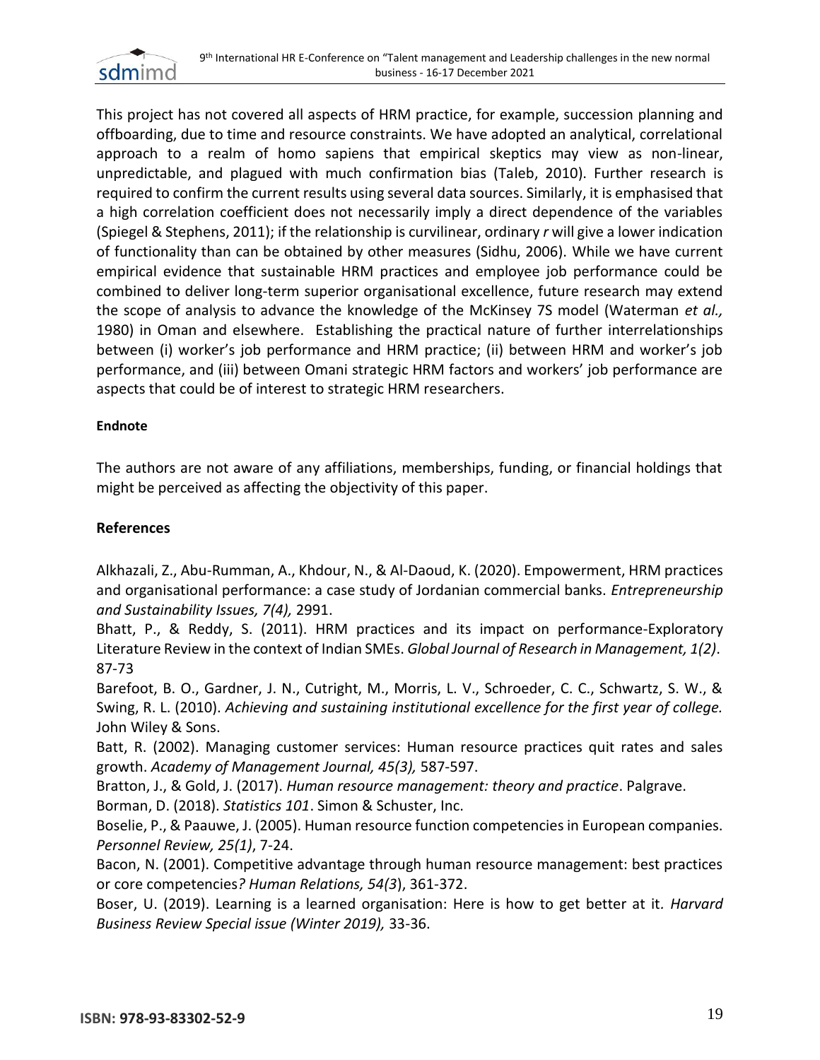This project has not covered all aspects of HRM practice, for example, succession planning and offboarding, due to time and resource constraints. We have adopted an analytical, correlational approach to a realm of homo sapiens that empirical skeptics may view as non-linear, unpredictable, and plagued with much confirmation bias (Taleb, 2010). Further research is required to confirm the current results using several data sources. Similarly, it is emphasised that a high correlation coefficient does not necessarily imply a direct dependence of the variables (Spiegel & Stephens, 2011); if the relationship is curvilinear, ordinary *r* will give a lower indication of functionality than can be obtained by other measures (Sidhu, 2006). While we have current empirical evidence that sustainable HRM practices and employee job performance could be combined to deliver long-term superior organisational excellence, future research may extend the scope of analysis to advance the knowledge of the McKinsey 7S model (Waterman *et al.,* 1980) in Oman and elsewhere. Establishing the practical nature of further interrelationships between (i) worker's job performance and HRM practice; (ii) between HRM and worker's job performance, and (iii) between Omani strategic HRM factors and workers' job performance are aspects that could be of interest to strategic HRM researchers.

**Endnote**

The authors are not aware of any affiliations, memberships, funding, or financial holdings that might be perceived as affecting the objectivity of this paper.

## References

Alkhazali, Z., Abu-Rumman, A., Khdour, N., & Al-Daoud, K. (2020). Empowerment, HRM practices and organisational performance: a case study of Jordanian commercial banks. *Entrepreneurship and Sustainability Issues, 7(4),* 2991.

Bhatt, P., & Reddy, S. (2011). HRM practices and its impact on performance-Exploratory Literature Review in the context of Indian SMEs. *Global Journal of Research in Management, 1(2)*. 87-73

Barefoot, B. O., Gardner, J. N., Cutright, M., Morris, L. V., Schroeder, C. C., Schwartz, S. W., & Swing, R. L. (2010). *Achieving and sustaining institutional excellence for the first year of college.* John Wiley & Sons.

Batt, R. (2002). Managing customer services: Human resource practices quit rates and sales growth. *Academy of Management Journal, 45(3),* 587-597.

Bratton, J., & Gold, J. (2017). *Human resource management: theory and practice*. Palgrave.

Borman, D. (2018). *Statistics 101*. Simon & Schuster, Inc.

Boselie, P., & Paauwe, J. (2005). Human resource function competencies in European companies. *Personnel Review, 25(1)*, 7-24.

Bacon, N. (2001). Competitive advantage through human resource management: best practices or core competencies*? Human Relations, 54(3*), 361-372.

Boser, U. (2019). Learning is a learned organisation: Here is how to get better at it. *Harvard Business Review Special issue (Winter 2019),* 33-36.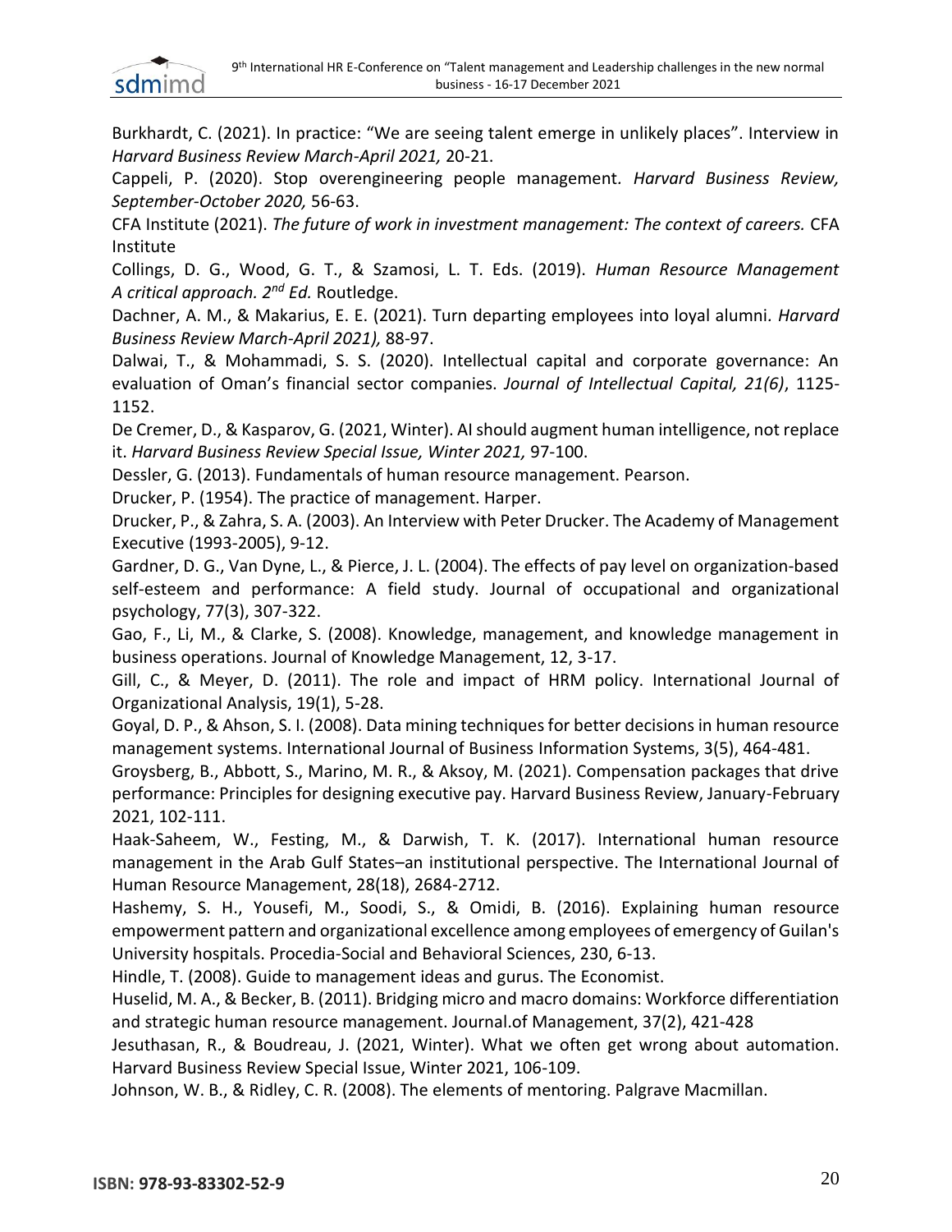Burkhardt, C. (2021). In practice: "We are seeing talent emerge in unlikely places". Interview in *Harvard Business Review March-April 2021,* 20-21.

Cappeli, P. (2020). Stop overengineering people management. *Harvard Business Review, September-October 2020,* 56-63.

CFA Institute (2021). *The future of work in investment management: The context of careers.* CFA Institute

Collings, D. G., Wood, G. T., & Szamosi, L. T. Eds. (2019). *Human Resource Management A critical approach. 2nd Ed.* Routledge.

Dachner, A. M., & Makarius, E. E. (2021). Turn departing employees into loyal alumni. *Harvard Business Review March-April 2021),* 88-97.

Dalwai, T., & Mohammadi, S. S. (2020). Intellectual capital and corporate governance: An evaluation of Oman's financial sector companies. *Journal of Intellectual Capital, 21(6)*, 1125-1152.

De Cremer, D., & Kasparov, G. (2021, Winter). AI should augment human intelligence, not replace it. *Harvard Business Review Special Issue, Winter 2021,* 97-100.

Dessler, G. (2013). Fundamentals of human resource management. Pearson.

Drucker, P. (1954). The practice of management. Harper.

Drucker, P., & Zahra, S. A. (2003). An Interview with Peter Drucker. The Academy of Management Executive (1993-2005), 9-12.

Gardner, D. G., Van Dyne, L., & Pierce, J. L. (2004). The effects of pay level on organization-based self-esteem and performance: A field study. Journal of occupational and organizational psychology, 77(3), 307-322.

Gao, F., Li, M., & Clarke, S. (2008). Knowledge, management, and knowledge management in business operations. Journal of Knowledge Management, 12, 3-17.

Gill, C., & Meyer, D. (2011). The role and impact of HRM policy. International Journal of Organizational Analysis, 19(1), 5-28.

Goyal, D. P., & Ahson, S. I. (2008). Data mining techniques for better decisions in human resource management systems. International Journal of Business Information Systems, 3(5), 464-481.

Groysberg, B., Abbott, S., Marino, M. R., & Aksoy, M. (2021). Compensation packages that drive performance: Principles for designing executive pay. Harvard Business Review, January-February 2021, 102-111.

Haak-Saheem, W., Festing, M., & Darwish, T. K. (2017). International human resource management in the Arab Gulf States–an institutional perspective. The International Journal of Human Resource Management, 28(18), 2684-2712.

Hashemy, S. H., Yousefi, M., Soodi, S., & Omidi, B. (2016). Explaining human resource empowerment pattern and organizational excellence among employees of emergency of Guilan's University hospitals. Procedia-Social and Behavioral Sciences, 230, 6-13.

Hindle, T. (2008). Guide to management ideas and gurus. The Economist.

Huselid, M. A., & Becker, B. (2011). Bridging micro and macro domains: Workforce differentiation and strategic human resource management. Journal.of Management, 37(2), 421-428

Jesuthasan, R., & Boudreau, J. (2021, Winter). What we often get wrong about automation. Harvard Business Review Special Issue, Winter 2021, 106-109.

Johnson, W. B., & Ridley, C. R. (2008). The elements of mentoring. Palgrave Macmillan.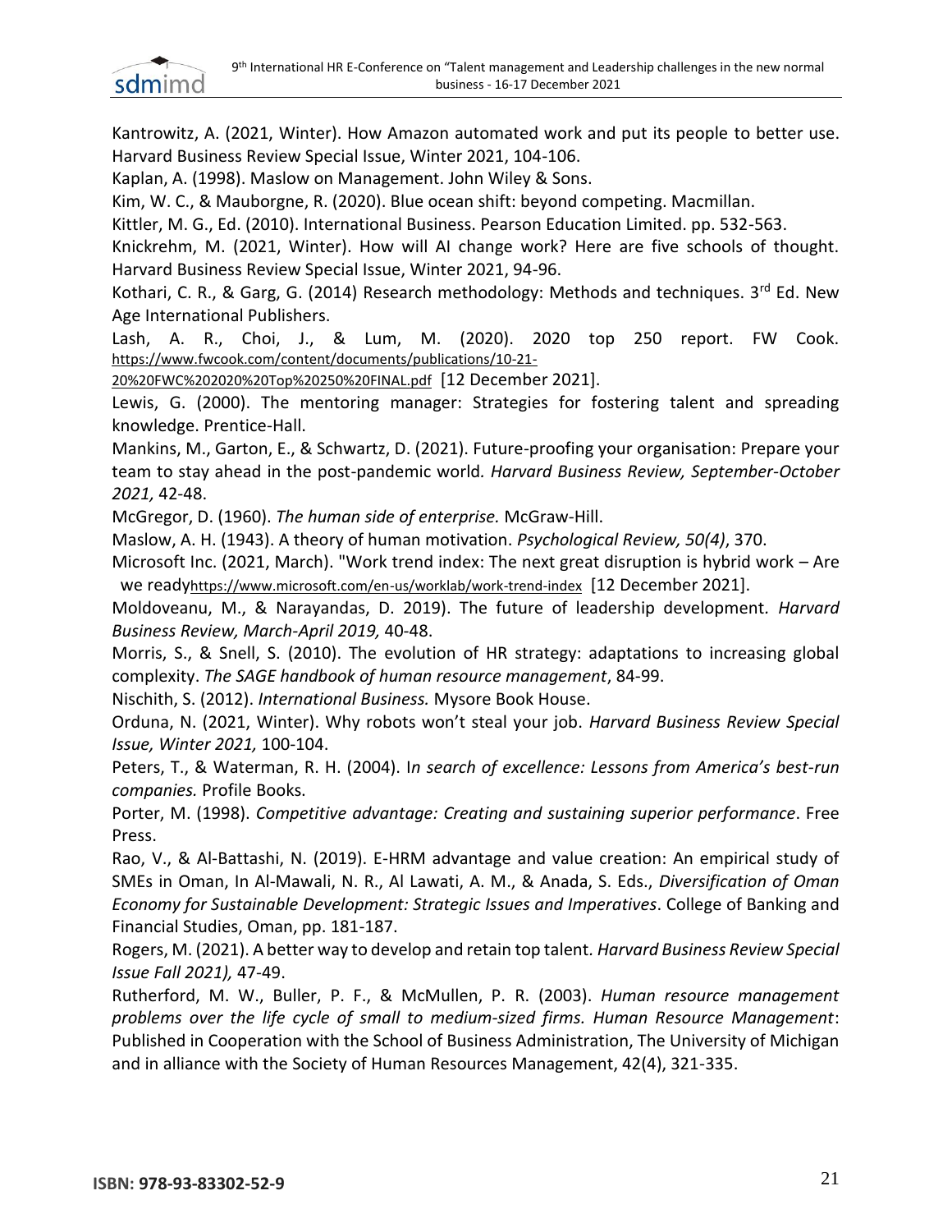Kantrowitz, A. (2021, Winter). How Amazon automated work and put its people to better use. Harvard Business Review Special Issue, Winter 2021, 104-106.

Kaplan, A. (1998). Maslow on Management. John Wiley & Sons.

Kim, W. C., & Mauborgne, R. (2020). Blue ocean shift: beyond competing. Macmillan.

Kittler, M. G., Ed. (2010). International Business. Pearson Education Limited. pp. 532-563.

Knickrehm, M. (2021, Winter). How will AI change work? Here are five schools of thought. Harvard Business Review Special Issue, Winter 2021, 94-96.

Kothari, C. R., & Garg, G. (2014) Research methodology: Methods and techniques. 3rd Ed. New Age International Publishers.

Lash, A. R., Choi, J., & Lum, M. (2020). 2020 top 250 report. FW Cook. https://www.fwcook.com/content/documents/publications/10-21-20%20FWC%202020%20Top%20250%20FINAL.pdf [12 December 2021].

Lewis, G. (2000). The mentoring manager: Strategies for fostering talent and spreading knowledge. Prentice-Hall.

Mankins, M., Garton, E., & Schwartz, D. (2021). Future-proofing your organisation: Prepare your team to stay ahead in the post-pandemic world*. Harvard Business Review, September-October 2021,* 42-48.

McGregor, D. (1960). *The human side of enterprise.* McGraw-Hill.

Maslow, A. H. (1943). A theory of human motivation. *Psychological Review, 50(4)*, 370.

Microsoft Inc. (2021, March). "Work trend index: The next great disruption is hybrid work – Are we ready https://www.microsoft.com/en-us/worklab/work-trend-index [12 December 2021].

Moldoveanu, M., & Narayandas, D. 2019). The future of leadership development*. Harvard Business Review, March-April 2019,* 40-48.

Morris, S., & Snell, S. (2010). The evolution of HR strategy: adaptations to increasing global complexity. *The SAGE handbook of human resource management*, 84-99.

Nischith, S. (2012). *International Business.* Mysore Book House.

Orduna, N. (2021, Winter). Why robots won't steal your job. *Harvard Business Review Special Issue, Winter 2021,* 100-104.

Peters, T., & Waterman, R. H. (2004). I*n search of excellence: Lessons from America's best-run companies.* Profile Books.

Porter, M. (1998). *Competitive advantage: Creating and sustaining superior performance*. Free Press.

Rao, V., & Al-Battashi, N. (2019). E-HRM advantage and value creation: An empirical study of SMEs in Oman, In Al-Mawali, N. R., Al Lawati, A. M., & Anada, S. Eds., *Diversification of Oman Economy for Sustainable Development: Strategic Issues and Imperatives*. College of Banking and Financial Studies, Oman, pp. 181-187.

Rogers, M. (2021). A better way to develop and retain top talent. *Harvard Business Review Special Issue Fall 2021),* 47-49.

Rutherford, M. W., Buller, P. F., & McMullen, P. R. (2003). *Human resource management problems over the life cycle of small to medium-sized firms. Human Resource Management*: Published in Cooperation with the School of Business Administration, The University of Michigan and in alliance with the Society of Human Resources Management, 42(4), 321-335.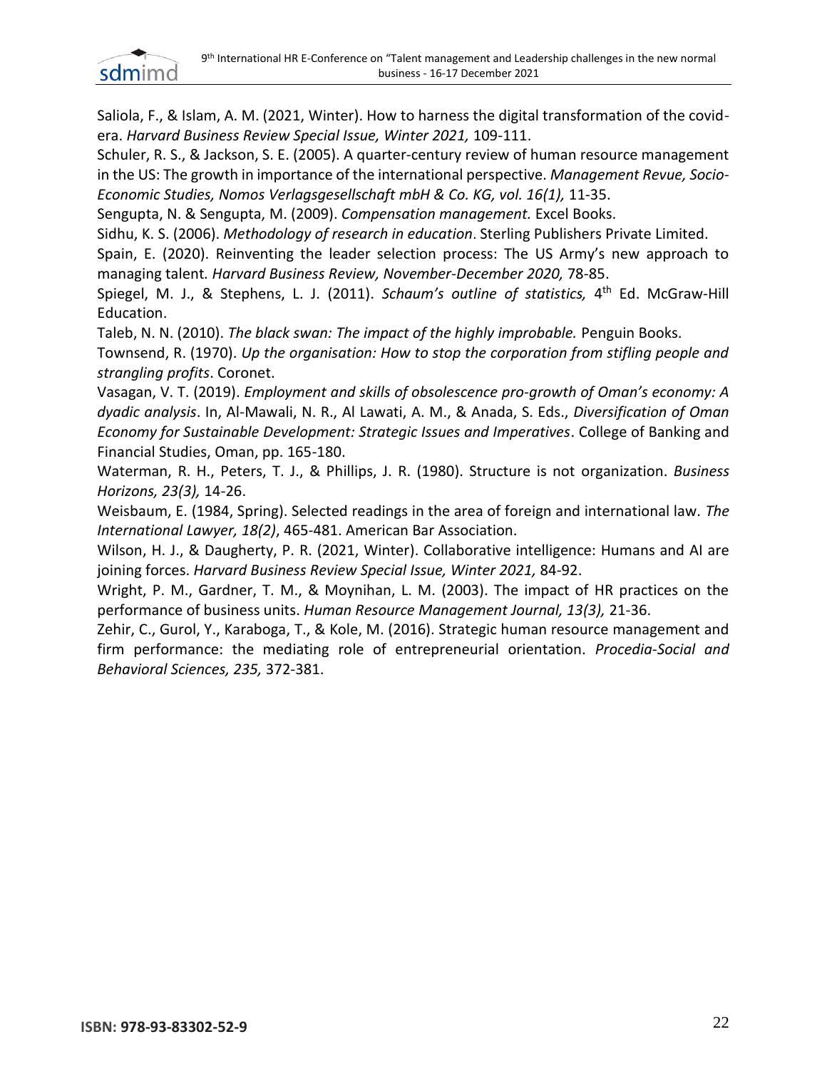Saliola, F., & Islam, A. M. (2021, Winter). How to harness the digital transformation of the covid-era. *Harvard Business Review Special Issue, Winter 2021,* 109-111.

Schuler, R. S., & Jackson, S. E. (2005). A quarter-century review of human resource management in the US: The growth in importance of the international perspective. *Management Revue, Socio-Economic Studies, Nomos Verlagsgesellschaft mbH & Co. KG, vol. 16(1),* 11-35.

Sengupta, N. & Sengupta, M. (2009). *Compensation management.* Excel Books.

Sidhu, K. S. (2006). *Methodology of research in education*. Sterling Publishers Private Limited.

Spain, E. (2020). Reinventing the leader selection process: The US Army's new approach to managing talent. *Harvard Business Review, November-December 2020,* 78-85.

Spiegel, M. J., & Stephens, L. J. (2011). *Schaum's outline of statistics,* 4th Ed. McGraw-Hill Education.

Taleb, N. N. (2010). *The black swan: The impact of the highly improbable.* Penguin Books.

Townsend, R. (1970). *Up the organisation: How to stop the corporation from stifling people and strangling profits*. Coronet.

Vasagan, V. T. (2019). *Employment and skills of obsolescence pro-growth of Oman's economy: A dyadic analysis*. In, Al-Mawali, N. R., Al Lawati, A. M., & Anada, S. Eds., *Diversification of Oman Economy for Sustainable Development: Strategic Issues and Imperatives*. College of Banking and Financial Studies, Oman, pp. 165-180.

Waterman, R. H., Peters, T. J., & Phillips, J. R. (1980). Structure is not organization. *Business Horizons, 23(3),* 14-26.

Weisbaum, E. (1984, Spring). Selected readings in the area of foreign and international law. *The International Lawyer, 18(2)*, 465-481. American Bar Association.

Wilson, H. J., & Daugherty, P. R. (2021, Winter). Collaborative intelligence: Humans and AI are joining forces. *Harvard Business Review Special Issue, Winter 2021,* 84-92.

Wright, P. M., Gardner, T. M., & Moynihan, L. M. (2003). The impact of HR practices on the performance of business units. *Human Resource Management Journal, 13(3),* 21-36.

Zehir, C., Gurol, Y., Karaboga, T., & Kole, M. (2016). Strategic human resource management and firm performance: the mediating role of entrepreneurial orientation. *Procedia-Social and Behavioral Sciences, 235,* 372-381.